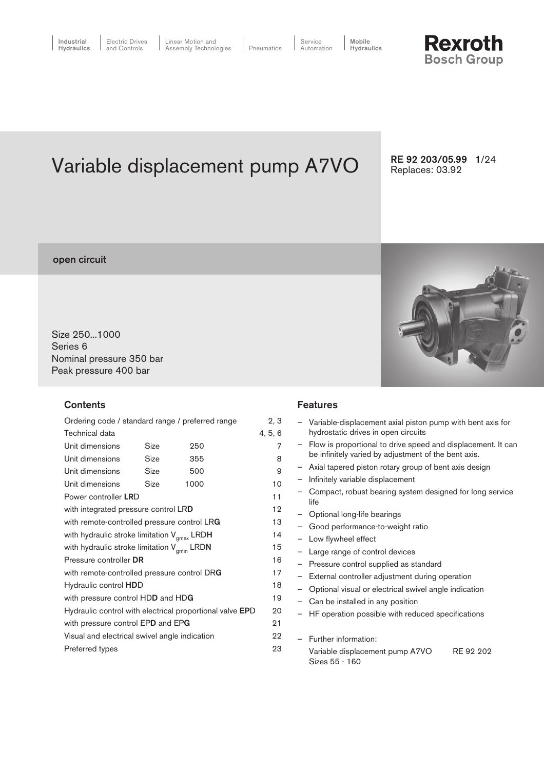Industrial Hydraulics | Electric Drives and Controls | Linear Motion and Assembly Technologies | Pneumatics | Service Automation | Mobile Hydraulics

**Rexroth**
**Bosch Group**

# Variable displacement pump A7VO

**RE 92 203/05.99**
Replaces: 03.92

**open circuit**

Size 250...1000
Series 6
Nominal pressure 350 bar
Peak pressure 400 bar

## Contents

| | | | |
|---|---|---|---|
| Ordering code / standard range / preferred range | | | 2, 3 |
| Technical data | | | 4, 5, 6 |
| Unit dimensions | Size | 250 | 7 |
| Unit dimensions | Size | 355 | 8 |
| Unit dimensions | Size | 500 | 9 |
| Unit dimensions | Size | 1000 | 10 |
| Power controller **LR**D | | | 11 |
| with integrated pressure control LR**D** | | | 12 |
| with remote-controlled pressure control LR**G** | | | 13 |
| with hydraulic stroke limitation $V_{gmax}$ LRD**H** | | | 14 |
| with hydraulic stroke limitation $V_{gmin}$ LRD**N** | | | 15 |
| Pressure controller **DR** | | | 16 |
| with remote-controlled pressure control DR**G** | | | 17 |
| Hydraulic control **HD**D | | | 18 |
| with pressure control HD**D** and HD**G** | | | 19 |
| Hydraulic control with electrical proportional valve **EP**D | | | 20 |
| with pressure control EP**D** and EP**G** | | | 21 |
| Visual and electrical swivel angle indication | | | 22 |
| Preferred types | | | 23 |

## Features

- Variable-displacement axial piston pump with bent axis for hydrostatic drives in open circuits
- Flow is proportional to drive speed and displacement. It can be infinitely varied by adjustment of the bent axis.
- Axial tapered piston rotary group of bent axis design
- Infinitely variable displacement
- Compact, robust bearing system designed for long service life
- Optional long-life bearings
- Good performance-to-weight ratio
- Low flywheel effect
- Large range of control devices
- Pressure control supplied as standard
- External controller adjustment during operation
- Optional visual or electrical swivel angle indication
- Can be installed in any position
- HF operation possible with reduced specifications

- Further information:
  Variable displacement pump A7VO Sizes 55 - 160 RE 92 202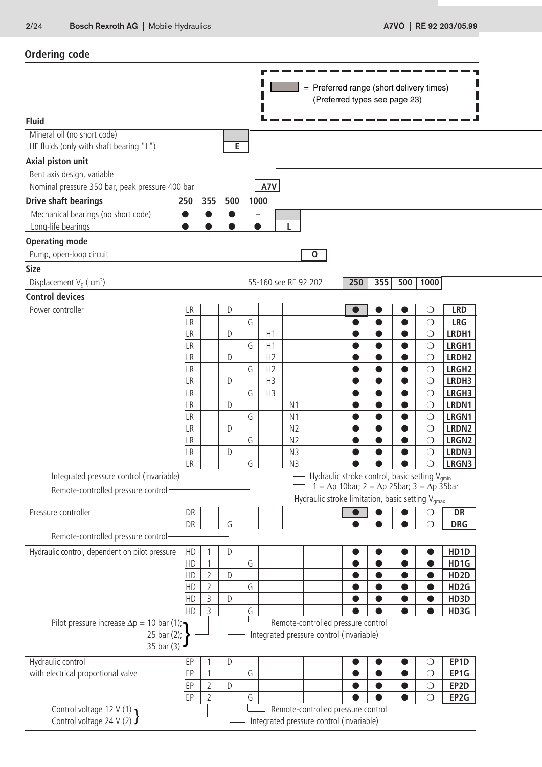## Ordering code

■ = Preferred range (short delivery times) (Preferred types see page 23)

**Fluid**

| | |
|---|---|
| Mineral oil (no short code) | |
| HF fluids (only with shaft bearing "L") | E |

**Axial piston unit**

| | |
|---|---|
| Bent axis design, variable<br>Nominal pressure 350 bar, peak pressure 400 bar | A7V |

**Drive shaft bearings**

| | 250 | 355 | 500 | 1000 | |
|---|---|---|---|---|---|
| Mechanical bearings (no short code) | ● | ● | ● | – | |
| Long-life bearings | ● | ● | ● | ● | L |

**Operating mode**

| | |
|---|---|
| Pump, open-loop circuit | O |

**Size**

| | | | | | |
|---|---|---|---|---|---|
| Displacement $V_g$ ( cm³) | 55-160 see RE 92 202 | 250 | 355 | 500 | 1000 |

**Control devices**

| Control device | | | | | | | | 250 | 355 | 500 | 1000 | Code |
|---|---|---|---|---|---|---|---|---|---|---|---|---|
| Power controller | LR | | D | | | | | ● | ● | ● | ❍ | LRD |
| | LR | | | G | | | | ● | ● | ● | ❍ | LRG |
| | LR | | D | | H1 | | | ● | ● | ● | ❍ | LRDH1 |
| | LR | | | G | H1 | | | ● | ● | ● | ❍ | LRGH1 |
| | LR | | D | | H2 | | | ● | ● | ● | ❍ | LRDH2 |
| | LR | | | G | H2 | | | ● | ● | ● | ❍ | LRGH2 |
| | LR | | D | | H3 | | | ● | ● | ● | ❍ | LRDH3 |
| | LR | | | G | H3 | | | ● | ● | ● | ❍ | LRGH3 |
| | LR | | D | | | N1 | | ● | ● | ● | ❍ | LRDN1 |
| | LR | | | G | | N1 | | ● | ● | ● | ❍ | LRGN1 |
| | LR | | D | | | N2 | | ● | ● | ● | ❍ | LRDN2 |
| | LR | | | G | | N2 | | ● | ● | ● | ❍ | LRGN2 |
| | LR | | D | | | N3 | | ● | ● | ● | ❍ | LRDN3 |
| | LR | | | G | | N3 | | ● | ● | ● | ❍ | LRGN3 |
| Pressure controller | DR | | | | | | | ● | ● | ● | ❍ | DR |
| | DR | | G | | | | | ● | ● | ● | ❍ | DRG |
| Hydraulic control, dependent on pilot pressure | HD | 1 | D | | | | | ● | ● | ● | ● | HD1D |
| | HD | 1 | | G | | | | ● | ● | ● | ● | HD1G |
| | HD | 2 | D | | | | | ● | ● | ● | ● | HD2D |
| | HD | 2 | | G | | | | ● | ● | ● | ● | HD2G |
| | HD | 3 | D | | | | | ● | ● | ● | ● | HD3D |
| | HD | 3 | | G | | | | ● | ● | ● | ● | HD3G |
| Hydraulic control with electrical proportional valve | EP | 1 | D | | | | | ● | ● | ● | ❍ | EP1D |
| | EP | 1 | | G | | | | ● | ● | ● | ❍ | EP1G |
| | EP | 2 | D | | | | | ● | ● | ● | ❍ | EP2D |
| | EP | 2 | | G | | | | ● | ● | ● | ❍ | EP2G |

Power controller notes:
- D = Integrated pressure control (invariable)
- G = Remote-controlled pressure control
- H = Hydraulic stroke control, basic setting $V_{gmin}$
- N = Hydraulic stroke limitation, basic setting $V_{gmax}$
- 1 = Δp 10bar; 2 = Δp 25bar; 3 = Δp 35bar

Pressure controller notes:
- G = Remote-controlled pressure control

Hydraulic control, dependent on pilot pressure notes:
- Pilot pressure increase Δp = 10 bar (1); 25 bar (2); 35 bar (3)
- D = Integrated pressure control (invariable)
- G = Remote-controlled pressure control

Hydraulic control with electrical proportional valve notes:
- Control voltage 12 V (1); Control voltage 24 V (2)
- D = Integrated pressure control (invariable)
- G = Remote-controlled pressure control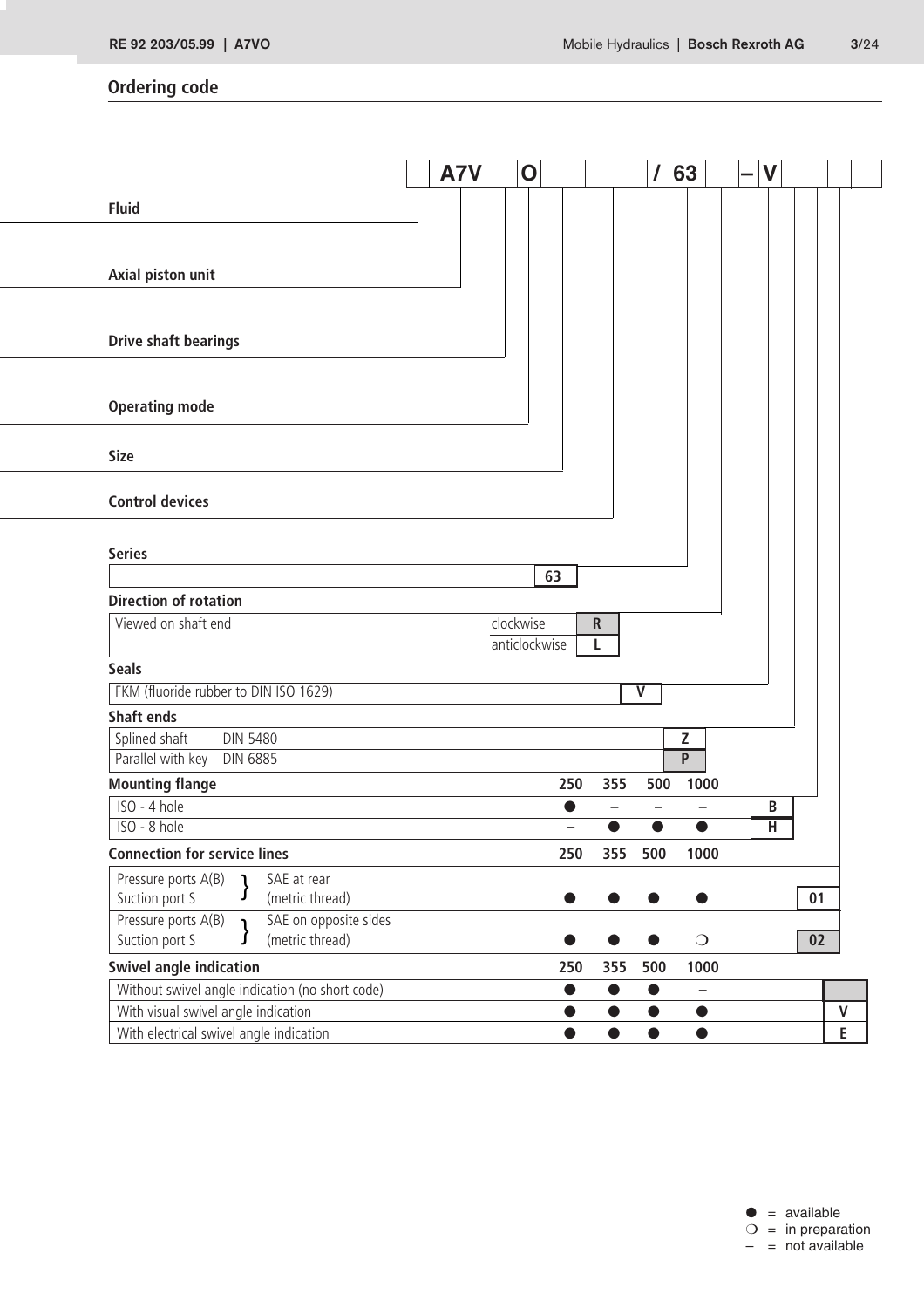## Ordering code

| | A7V | | O | | | / | 63 | | – | V | | | | |
|---|---|---|---|---|---|---|---|---|---|---|---|---|---|---|

**Fluid**

**Axial piston unit**

**Drive shaft bearings**

**Operating mode**

**Size**

**Control devices**

**Series**

| | |
|---|---|
| | 63 |

**Direction of rotation**

| Viewed on shaft end | | |
|---|---|---|
| | clockwise | R |
| | anticlockwise | L |

**Seals**

| | |
|---|---|
| FKM (fluoride rubber to DIN ISO 1629) | V |

**Shaft ends**

| | |
|---|---|
| Splined shaft DIN 5480 | Z |
| Parallel with key DIN 6885 | P |

**Mounting flange**

| | 250 | 355 | 500 | 1000 | |
|---|---|---|---|---|---|
| ISO - 4 hole | ● | – | – | – | B |
| ISO - 8 hole | – | ● | ● | ● | H |

**Connection for service lines**

| | 250 | 355 | 500 | 1000 | |
|---|---|---|---|---|---|
| Pressure ports A(B), Suction port S } SAE at rear (metric thread) | ● | ● | ● | ● | 01 |
| Pressure ports A(B), Suction port S } SAE on opposite sides (metric thread) | ● | ● | ● | ❍ | 02 |

**Swivel angle indication**

| | 250 | 355 | 500 | 1000 | |
|---|---|---|---|---|---|
| Without swivel angle indication (no short code) | ● | ● | ● | – | |
| With visual swivel angle indication | ● | ● | ● | ● | V |
| With electrical swivel angle indication | ● | ● | ● | ● | E |

● = available
❍ = in preparation
– = not available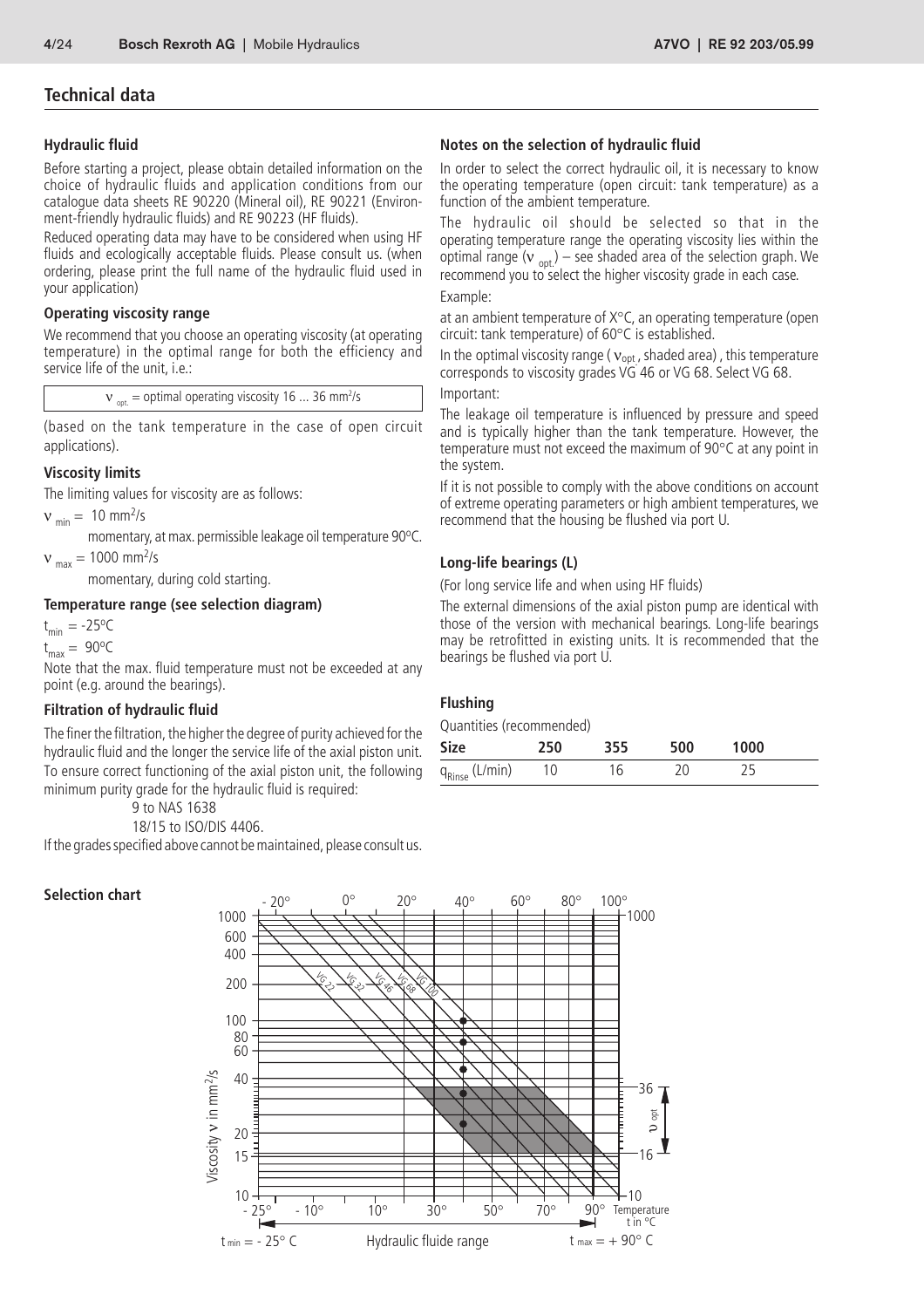## Technical data

### Hydraulic fluid

Before starting a project, please obtain detailed information on the choice of hydraulic fluids and application conditions from our catalogue data sheets RE 90220 (Mineral oil), RE 90221 (Environment-friendly hydraulic fluids) and RE 90223 (HF fluids).

Reduced operating data may have to be considered when using HF fluids and ecologically acceptable fluids. Please consult us. (when ordering, please print the full name of the hydraulic fluid used in your application)

### Operating viscosity range

We recommend that you choose an operating viscosity (at operating temperature) in the optimal range for both the efficiency and service life of the unit, i.e.:

$\nu_{opt.}$ = optimal operating viscosity 16 ... 36 mm²/s

(based on the tank temperature in the case of open circuit applications).

### Viscosity limits

The limiting values for viscosity are as follows:

$\nu_{min}$ = 10 mm²/s
momentary, at max. permissible leakage oil temperature 90°C.

$\nu_{max}$ = 1000 mm²/s
momentary, during cold starting.

### Temperature range (see selection diagram)

$t_{min}$ = -25°C

$t_{max}$ = 90°C

Note that the max. fluid temperature must not be exceeded at any point (e.g. around the bearings).

### Filtration of hydraulic fluid

The finer the filtration, the higher the degree of purity achieved for the hydraulic fluid and the longer the service life of the axial piston unit. To ensure correct functioning of the axial piston unit, the following minimum purity grade for the hydraulic fluid is required:

9 to NAS 1638

18/15 to ISO/DIS 4406.

If the grades specified above cannot be maintained, please consult us.

### Notes on the selection of hydraulic fluid

In order to select the correct hydraulic oil, it is necessary to know the operating temperature (open circuit: tank temperature) as a function of the ambient temperature.

The hydraulic oil should be selected so that in the operating temperature range the operating viscosity lies within the optimal range ($\nu_{opt.}$) – see shaded area of the selection graph. We recommend you to select the higher viscosity grade in each case.

Example:

at an ambient temperature of X°C, an operating temperature (open circuit: tank temperature) of 60°C is established.

In the optimal viscosity range ($\nu_{opt}$, shaded area), this temperature corresponds to viscosity grades VG 46 or VG 68. Select VG 68.

Important:

The leakage oil temperature is influenced by pressure and speed and is typically higher than the tank temperature. However, the temperature must not exceed the maximum of 90°C at any point in the system.

If it is not possible to comply with the above conditions on account of extreme operating parameters or high ambient temperatures, we recommend that the housing be flushed via port U.

### Long-life bearings (L)

(For long service life and when using HF fluids)

The external dimensions of the axial piston pump are identical with those of the version with mechanical bearings. Long-life bearings may be retrofitted in existing units. It is recommended that the bearings be flushed via port U.

### Flushing

Quantities (recommended)

| Size | 250 | 355 | 500 | 1000 |
|---|---|---|---|---|
| $q_{Rinse}$ (L/min) | 10 | 16 | 20 | 25 |

### Selection chart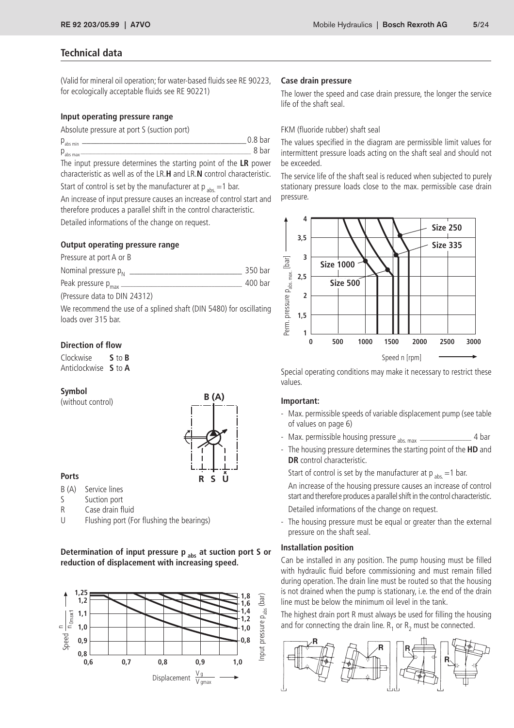## Technical data

(Valid for mineral oil operation; for water-based fluids see RE 90223, for ecologically acceptable fluids see RE 90221)

### Input operating pressure range

Absolute pressure at port S (suction port)

$p_{abs\ min}$ ———————————————— 0.8 bar

$p_{abs\ max}$ ———————————————— 8 bar

The input pressure determines the starting point of the **LR** power characteristic as well as of the LR.**H** and LR.**N** control characteristic.

Start of control is set by the manufacturer at $p_{abs.} = 1$ bar.

An increase of input pressure causes an increase of control start and therefore produces a parallel shift in the control characteristic.

Detailed informations of the change on request.

### Output operating pressure range

Pressure at port A or B

Nominal pressure $p_N$ ———————————— 350 bar

Peak pressure $p_{max}$ ———————————— 400 bar

(Pressure data to DIN 24312)

We recommend the use of a splined shaft (DIN 5480) for oscillating loads over 315 bar.

### Direction of flow

Clockwise **S** to **B**
Anticlockwise **S** to **A**

### Symbol

(without control)

### Ports

- B (A) Service lines
- S Suction port
- R Case drain fluid
- U Flushing port (For flushing the bearings)

### Determination of input pressure $p_{abs}$ at suction port S or reduction of displacement with increasing speed.

### Case drain pressure

The lower the speed and case drain pressure, the longer the service life of the shaft seal.

FKM (fluoride rubber) shaft seal

The values specified in the diagram are permissible limit values for intermittent pressure loads acting on the shaft seal and should not be exceeded.

The service life of the shaft seal is reduced when subjected to purely stationary pressure loads close to the max. permissible case drain pressure.

Special operating conditions may make it necessary to restrict these values.

### Important:

- Max. permissible speeds of variable displacement pump (see table of values on page 6)
- Max. permissible housing pressure $_{abs.\ max}$ ———————— 4 bar
- The housing pressure determines the starting point of the **HD** and **DR** control characteristic.

  Start of control is set by the manufacturer at $p_{abs.} = 1$ bar.

  An increase of the housing pressure causes an increase of control start and therefore produces a parallel shift in the control characteristic.

  Detailed informations of the change on request.
- The housing pressure must be equal or greater than the external pressure on the shaft seal.

### Installation position

Can be installed in any position. The pump housing must be filled with hydraulic fluid before commissioning and must remain filled during operation. The drain line must be routed so that the housing is not drained when the pump is stationary, i.e. the end of the drain line must be below the minimum oil level in the tank.

The highest drain port R must always be used for filling the housing and for connecting the drain line. $R_1$ or $R_2$ must be connected.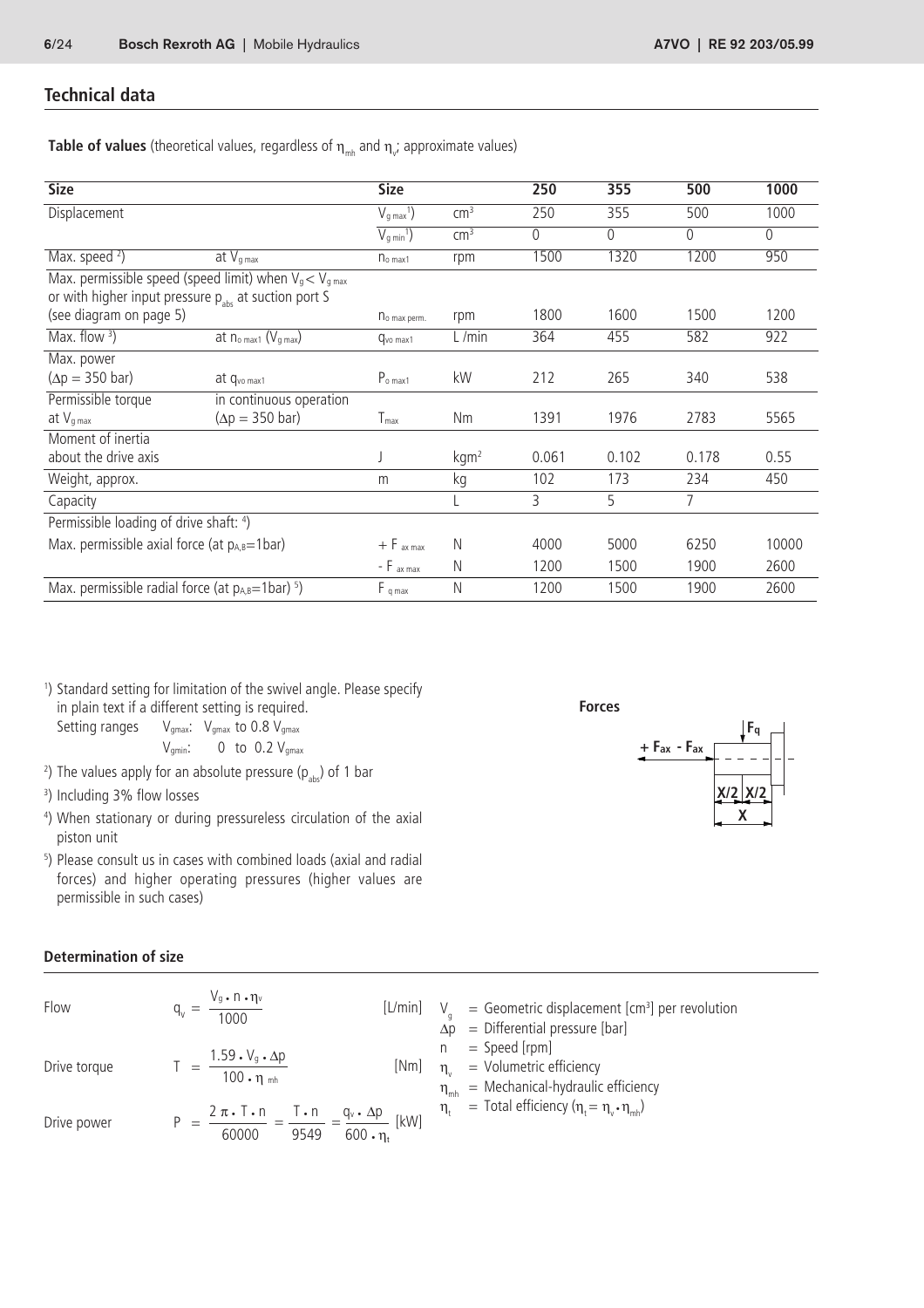## Technical data

**Table of values** (theoretical values, regardless of $\eta_{mh}$ and $\eta_v$; approximate values)

| Size | | Size | | 250 | 355 | 500 | 1000 |
|---|---|---|---|---|---|---|---|
| Displacement | | $V_{g\,max}$[1] | $cm^3$ | 250 | 355 | 500 | 1000 |
| | | $V_{g\,min}$[1] | $cm^3$ | 0 | 0 | 0 | 0 |
| Max. speed [2] | at $V_{g\,max}$ | $n_{o\,max1}$ | rpm | 1500 | 1320 | 1200 | 950 |
| Max. permissible speed (speed limit) when $V_g < V_{g\,max}$ or with higher input pressure $p_{abs}$ at suction port S (see diagram on page 5) | | $n_{o\,max\,perm.}$ | rpm | 1800 | 1600 | 1500 | 1200 |
| Max. flow [3] | at $n_{o\,max1}$ ($V_{g\,max}$) | $q_{vo\,max1}$ | L /min | 364 | 455 | 582 | 922 |
| Max. power ($\Delta p = 350$ bar) | at $q_{vo\,max1}$ | $P_{o\,max1}$ | kW | 212 | 265 | 340 | 538 |
| Permissible torque at $V_{g\,max}$ | in continuous operation ($\Delta p = 350$ bar) | $T_{max}$ | Nm | 1391 | 1976 | 2783 | 5565 |
| Moment of inertia about the drive axis | | J | $kgm^2$ | 0.061 | 0.102 | 0.178 | 0.55 |
| Weight, approx. | | m | kg | 102 | 173 | 234 | 450 |
| Capacity | | | L | 3 | 5 | 7 | |
| Permissible loading of drive shaft: [4] | | | | | | | |
| Max. permissible axial force (at $p_{A,B}$=1bar) | | $+ F_{ax\,max}$ | N | 4000 | 5000 | 6250 | 10000 |
| | | $- F_{ax\,max}$ | N | 1200 | 1500 | 1900 | 2600 |
| Max. permissible radial force (at $p_{A,B}$=1bar) [5] | | $F_{q\,max}$ | N | 1200 | 1500 | 1900 | 2600 |

[1]) Standard setting for limitation of the swivel angle. Please specify in plain text if a different setting is required.
Setting ranges $V_{gmax}$: $V_{gmax}$ to 0.8 $V_{gmax}$
$V_{gmin}$: 0 to 0.2 $V_{gmax}$

[2]) The values apply for an absolute pressure ($p_{abs}$) of 1 bar

[3]) Including 3% flow losses

[4]) When stationary or during pressureless circulation of the axial piston unit

[5]) Please consult us in cases with combined loads (axial and radial forces) and higher operating pressures (higher values are permissible in such cases)

**Forces**

$+ F_{ax}$ $- F_{ax}$ $F_q$ X/2 X/2 X

### Determination of size

Flow $$q_v = \frac{V_g \cdot n \cdot \eta_v}{1000} \quad \text{[L/min]}$$

Drive torque $$T = \frac{1.59 \cdot V_g \cdot \Delta p}{100 \cdot \eta_{mh}} \quad \text{[Nm]}$$

Drive power $$P = \frac{2\,\pi \cdot T \cdot n}{60000} = \frac{T \cdot n}{9549} = \frac{q_v \cdot \Delta p}{600 \cdot \eta_t} \quad \text{[kW]}$$

$V_g$ = Geometric displacement [$cm^3$] per revolution
$\Delta p$ = Differential pressure [bar]
n = Speed [rpm]
$\eta_v$ = Volumetric efficiency
$\eta_{mh}$ = Mechanical-hydraulic efficiency
$\eta_t$ = Total efficiency ($\eta_t = \eta_v \cdot \eta_{mh}$)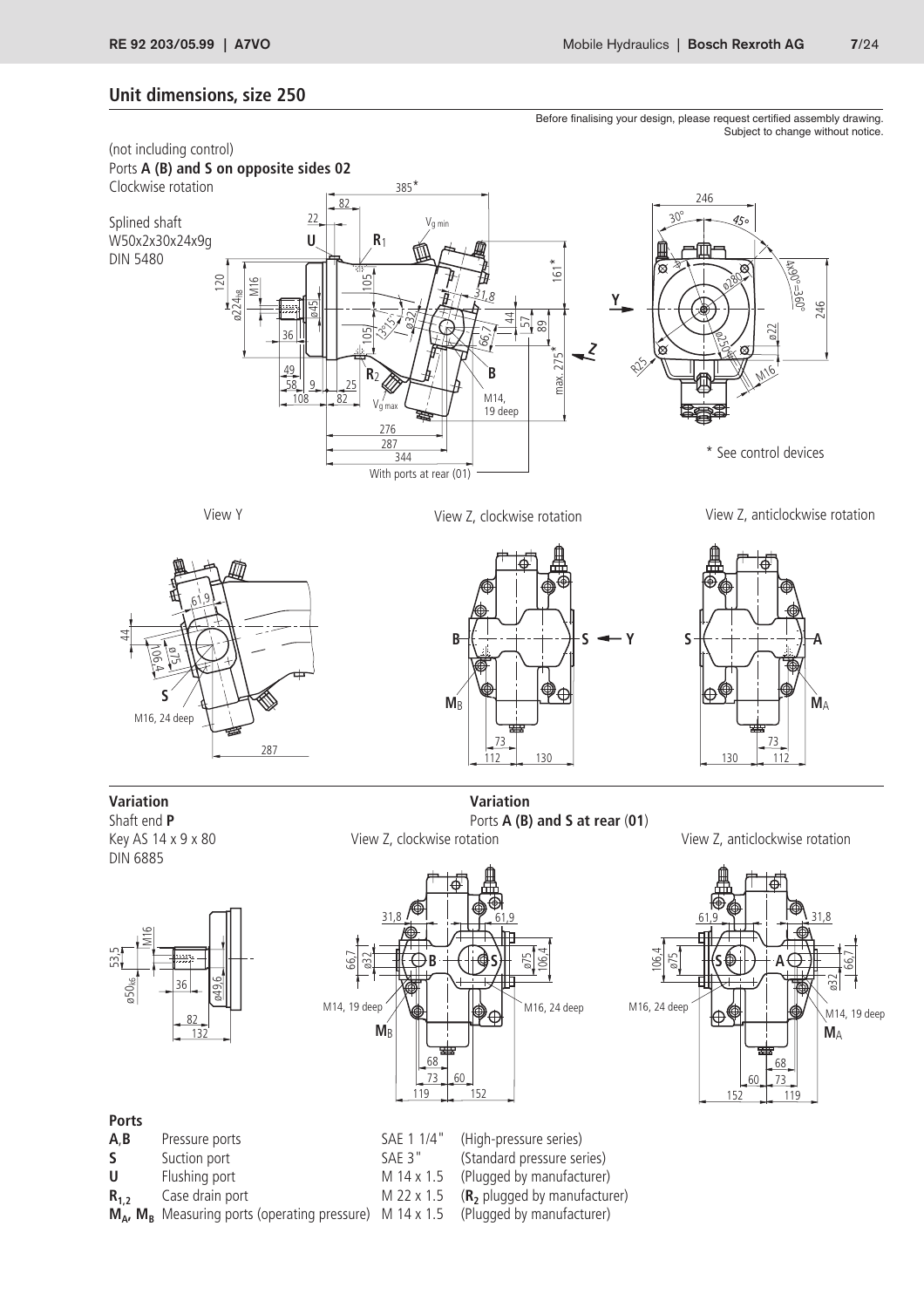## Unit dimensions, size 250

Before finalising your design, please request certified assembly drawing.
Subject to change without notice.

(not including control)
Ports **A (B) and S on opposite sides 02**
Clockwise rotation

Splined shaft
W50x2x30x24x9g
DIN 5480

\* See control devices

View Y

View Z, clockwise rotation

View Z, anticlockwise rotation

**Variation**
Shaft end **P**
Key AS 14 x 9 x 80
DIN 6885

**Variation**
Ports **A (B) and S at rear** (**01**)

View Z, clockwise rotation

View Z, anticlockwise rotation

**Ports**

| | | | |
|---|---|---|---|
| **A**,**B** | Pressure ports | SAE 1 1/4" | (High-pressure series) |
| **S** | Suction port | SAE 3" | (Standard pressure series) |
| **U** | Flushing port | M 14 x 1.5 | (Plugged by manufacturer) |
| $\mathbf{R_{1,2}}$ | Case drain port | M 22 x 1.5 | ($\mathbf{R_2}$ plugged by manufacturer) |
| $\mathbf{M_A}$, $\mathbf{M_B}$ | Measuring ports (operating pressure) | M 14 x 1.5 | (Plugged by manufacturer) |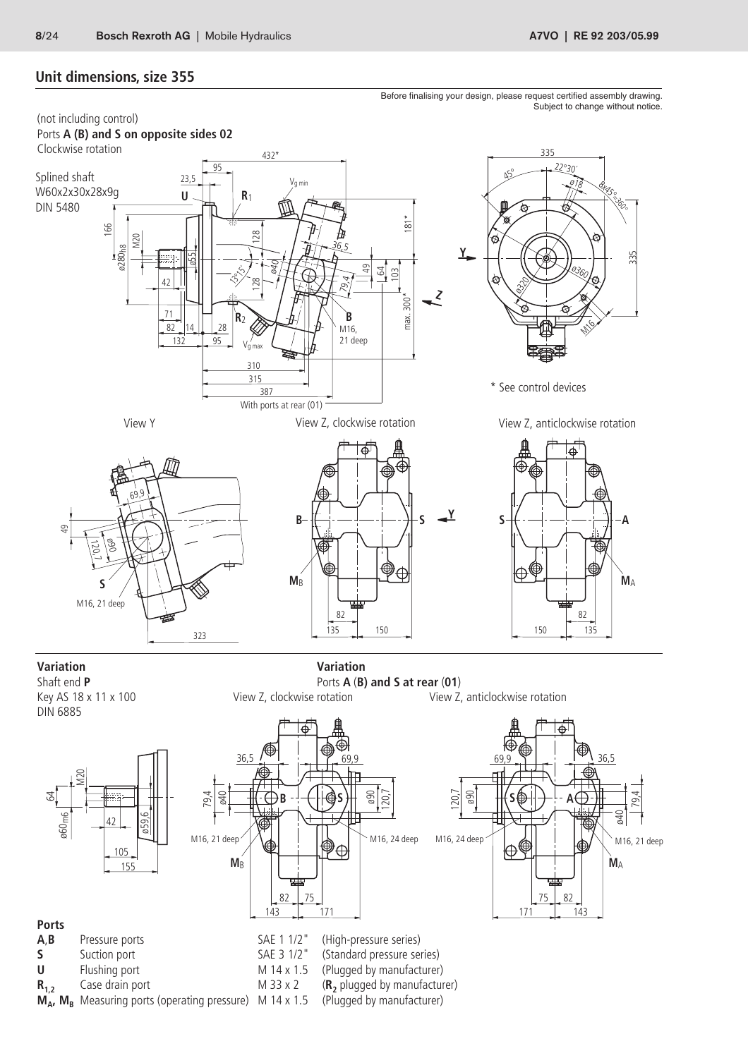## Unit dimensions, size 355

Before finalising your design, please request certified assembly drawing.
Subject to change without notice.

(not including control)
Ports **A (B) and S on opposite sides 02**
Clockwise rotation

Splined shaft
W60x2x30x28x9g
DIN 5480

\* See control devices

View Y

View Z, clockwise rotation

View Z, anticlockwise rotation

**Variation**
Shaft end **P**
Key AS 18 x 11 x 100
DIN 6885

**Variation**
Ports **A** (**B**) **and S at rear** (**01**)
View Z, clockwise rotation
View Z, anticlockwise rotation

**Ports**

| | | | |
|---|---|---|---|
| **A**,**B** | Pressure ports | SAE 1 1/2" | (High-pressure series) |
| **S** | Suction port | SAE 3 1/2" | (Standard pressure series) |
| **U** | Flushing port | M 14 x 1.5 | (Plugged by manufacturer) |
| $\mathbf{R_{1,2}}$ | Case drain port | M 33 x 2 | ($\mathbf{R_2}$ plugged by manufacturer) |
| $\mathbf{M_A}$, $\mathbf{M_B}$ | Measuring ports (operating pressure) | M 14 x 1.5 | (Plugged by manufacturer) |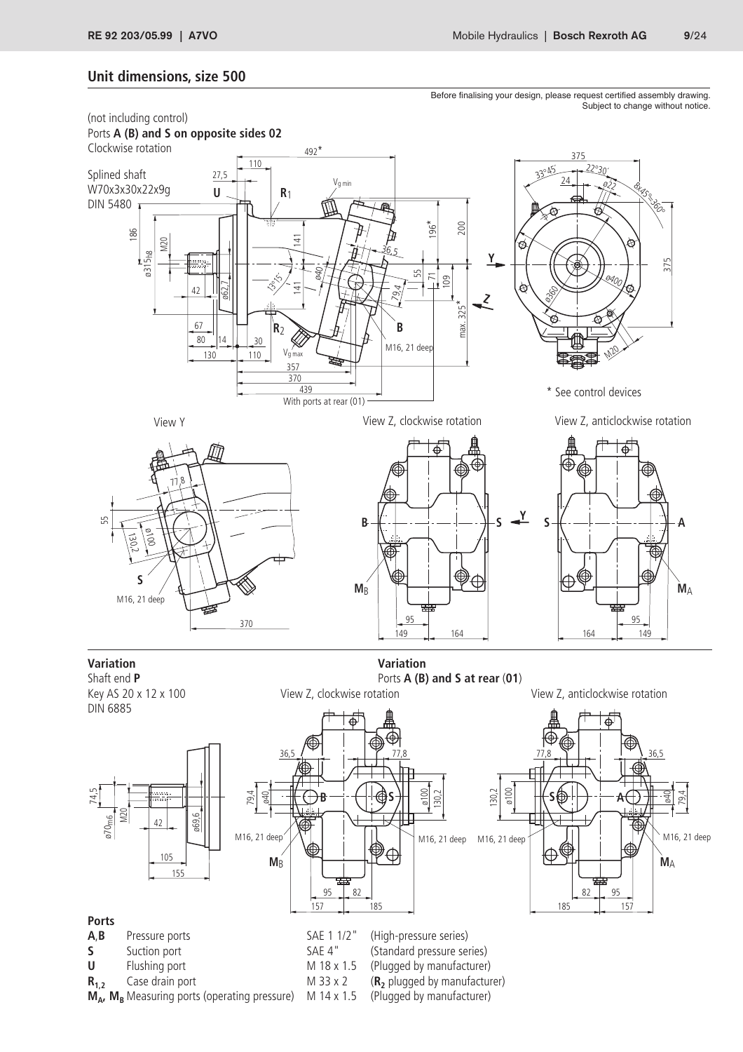## Unit dimensions, size 500

Before finalising your design, please request certified assembly drawing.
Subject to change without notice.

(not including control)
Ports **A (B) and S on opposite sides 02**
Clockwise rotation

Splined shaft
W70x3x30x22x9g
DIN 5480

\* See control devices

View Y

View Z, clockwise rotation

View Z, anticlockwise rotation

**Variation**
Shaft end **P**
Key AS 20 x 12 x 100
DIN 6885

**Variation**
Ports **A (B) and S at rear** (**01**)

View Z, clockwise rotation

View Z, anticlockwise rotation

### Ports

| | | | |
|---|---|---|---|
| **A**,**B** | Pressure ports | SAE 1 1/2" | (High-pressure series) |
| **S** | Suction port | SAE 4" | (Standard pressure series) |
| **U** | Flushing port | M 18 x 1.5 | (Plugged by manufacturer) |
| $\mathbf{R_{1,2}}$ | Case drain port | M 33 x 2 | ($\mathbf{R_2}$ plugged by manufacturer) |
| $\mathbf{M_A}$, $\mathbf{M_B}$ | Measuring ports (operating pressure) | M 14 x 1.5 | (Plugged by manufacturer) |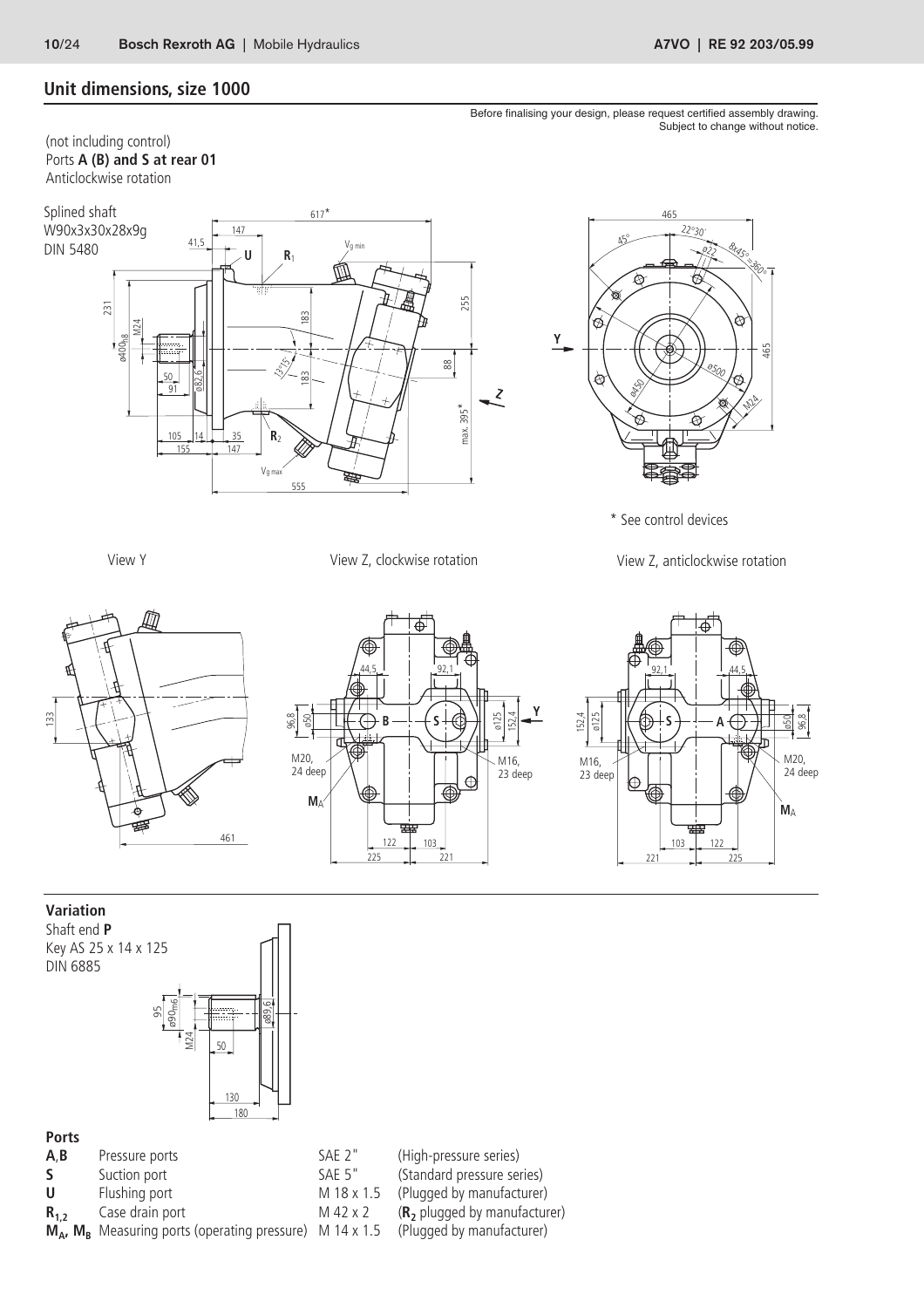## Unit dimensions, size 1000

Before finalising your design, please request certified assembly drawing.
Subject to change without notice.

(not including control)
Ports **A (B) and S at rear 01**
Anticlockwise rotation

Splined shaft
W90x3x30x28x9g
DIN 5480

\* See control devices

View Y

View Z, clockwise rotation

View Z, anticlockwise rotation

### Variation

Shaft end **P**
Key AS 25 x 14 x 125
DIN 6885

### Ports

| | | | |
|---|---|---|---|
| **A**, **B** | Pressure ports | SAE 2" | (High-pressure series) |
| **S** | Suction port | SAE 5" | (Standard pressure series) |
| **U** | Flushing port | M 18 x 1.5 | (Plugged by manufacturer) |
| $\mathbf{R_{1,2}}$ | Case drain port | M 42 x 2 | ($\mathbf{R_2}$ plugged by manufacturer) |
| $\mathbf{M_A}$, $\mathbf{M_B}$ | Measuring ports (operating pressure) | M 14 x 1.5 | (Plugged by manufacturer) |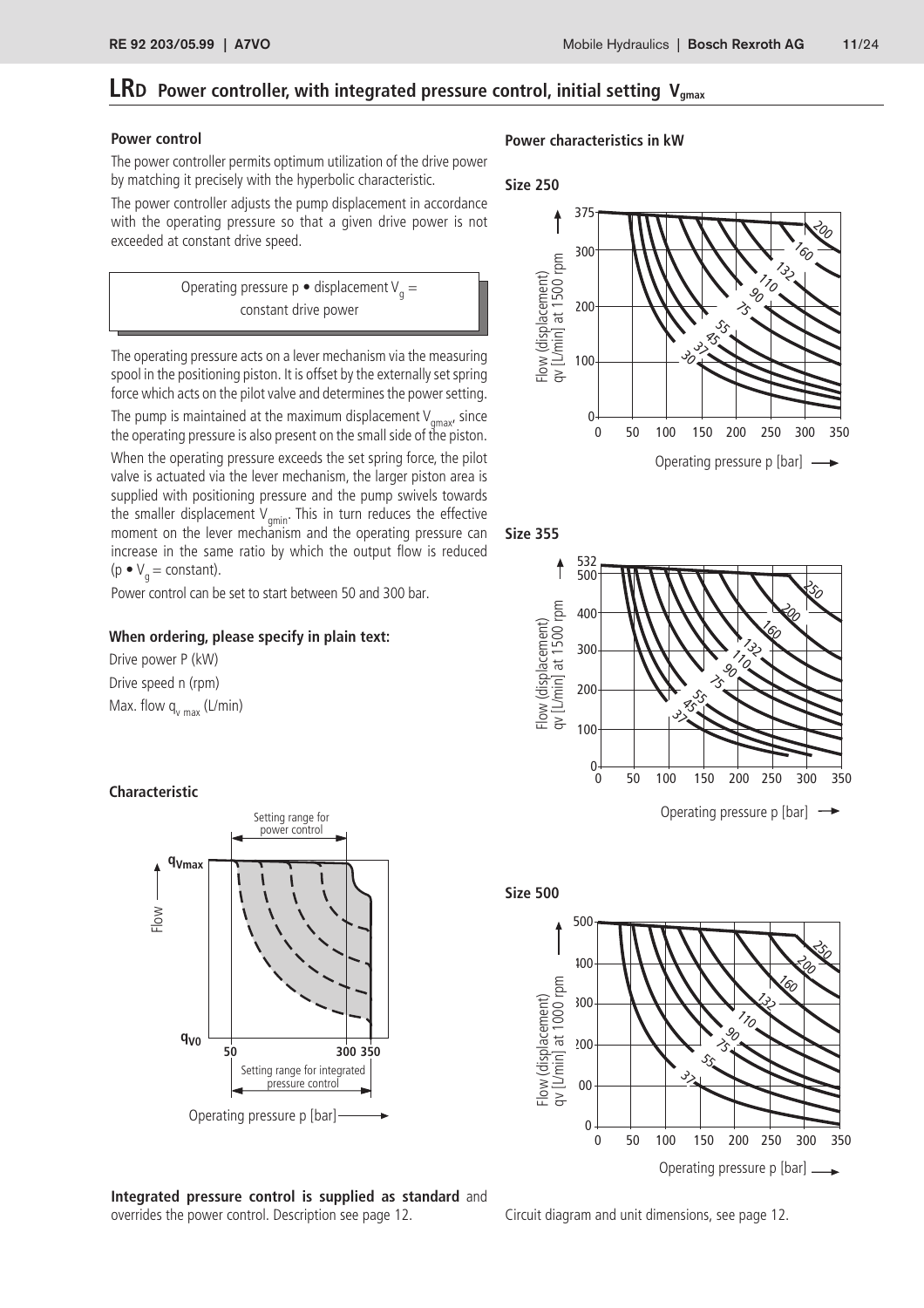# LRD Power controller, with integrated pressure control, initial setting $V_{gmax}$

## Power control

The power controller permits optimum utilization of the drive power by matching it precisely with the hyperbolic characteristic.

The power controller adjusts the pump displacement in accordance with the operating pressure so that a given drive power is not exceeded at constant drive speed.

> Operating pressure p • displacement $V_g$ = constant drive power

The operating pressure acts on a lever mechanism via the measuring spool in the positioning piston. It is offset by the externally set spring force which acts on the pilot valve and determines the power setting.

The pump is maintained at the maximum displacement $V_{gmax}$, since the operating pressure is also present on the small side of the piston.

When the operating pressure exceeds the set spring force, the pilot valve is actuated via the lever mechanism, the larger piston area is supplied with positioning pressure and the pump swivels towards the smaller displacement $V_{gmin}$. This in turn reduces the effective moment on the lever mechanism and the operating pressure can increase in the same ratio by which the output flow is reduced ($p \bullet V_g$ = constant).

Power control can be set to start between 50 and 300 bar.

### When ordering, please specify in plain text:

Drive power P (kW)
Drive speed n (rpm)
Max. flow $q_{v\,max}$ (L/min)

### Characteristic

**Integrated pressure control is supplied as standard** and overrides the power control. Description see page 12.

## Power characteristics in kW

**Size 250**

**Size 355**

**Size 500**

Circuit diagram and unit dimensions, see page 12.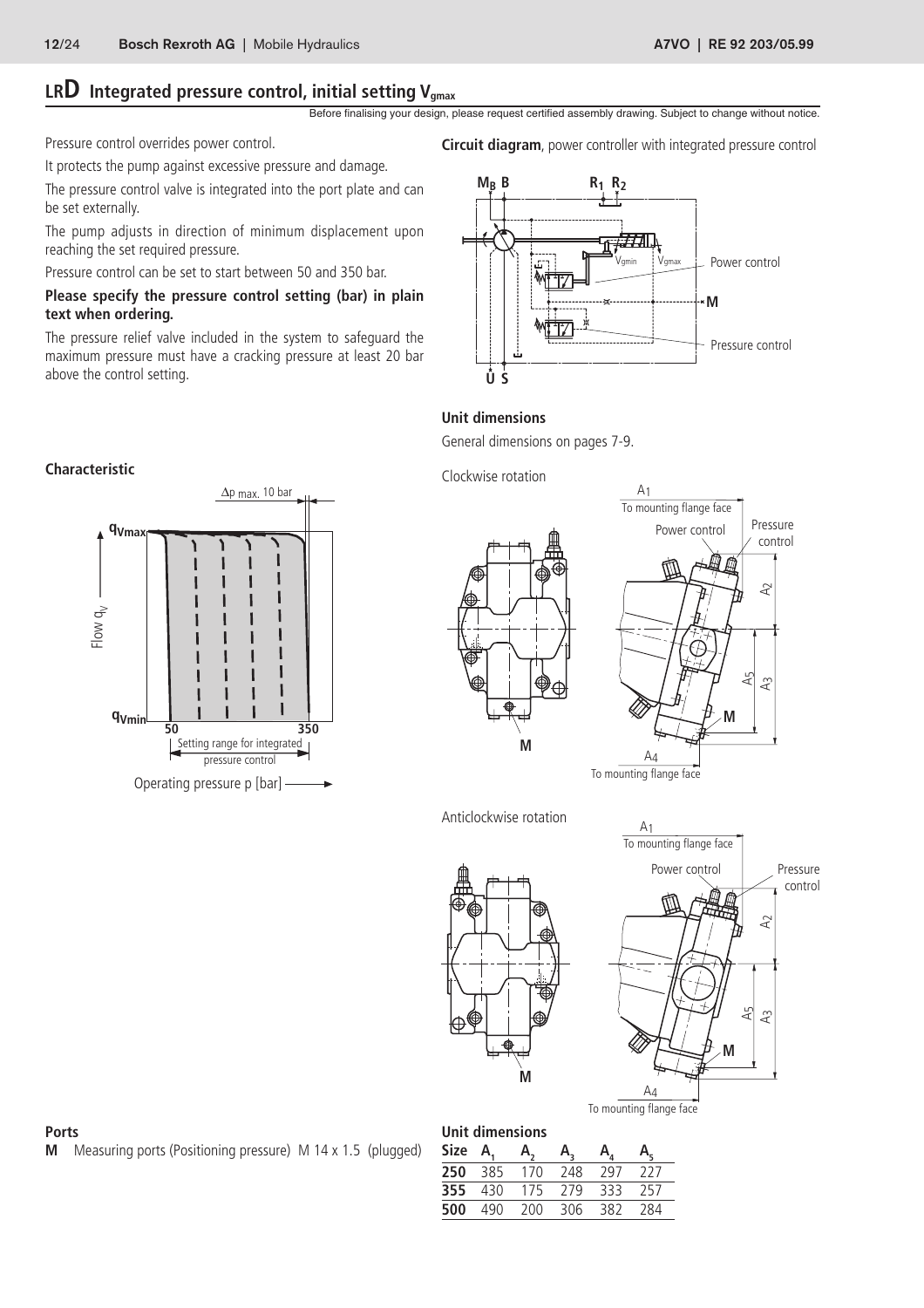# LRD Integrated pressure control, initial setting $V_{gmax}$

Before finalising your design, please request certified assembly drawing. Subject to change without notice.

Pressure control overrides power control.

It protects the pump against excessive pressure and damage.

The pressure control valve is integrated into the port plate and can be set externally.

The pump adjusts in direction of minimum displacement upon reaching the set required pressure.

Pressure control can be set to start between 50 and 350 bar.

**Please specify the pressure control setting (bar) in plain text when ordering.**

The pressure relief valve included in the system to safeguard the maximum pressure must have a cracking pressure at least 20 bar above the control setting.

### Characteristic

$\Delta p_{max.}$ 10 bar

Flow $q_V$: $q_{Vmax}$, $q_{Vmin}$

50 – 350: Setting range for integrated pressure control

Operating pressure p [bar]

**Circuit diagram**, power controller with integrated pressure control

$M_B$ B, $R_1$ $R_2$, $V_{gmin}$, $V_{gmax}$, Power control, M, Pressure control, U S

### Unit dimensions

General dimensions on pages 7-9.

Clockwise rotation

$A_1$ To mounting flange face; Power control; Pressure control; $A_2$; $A_5$; $A_3$; M; $A_4$ To mounting flange face

Anticlockwise rotation

$A_1$ To mounting flange face; Power control; Pressure control; $A_2$; $A_5$; $A_3$; M; $A_4$ To mounting flange face

### Ports

**M** Measuring ports (Positioning pressure) M 14 x 1.5 (plugged)

### Unit dimensions

| Size | $A_1$ | $A_2$ | $A_3$ | $A_4$ | $A_5$ |
|---|---|---|---|---|---|
| **250** | 385 | 170 | 248 | 297 | 227 |
| **355** | 430 | 175 | 279 | 333 | 257 |
| **500** | 490 | 200 | 306 | 382 | 284 |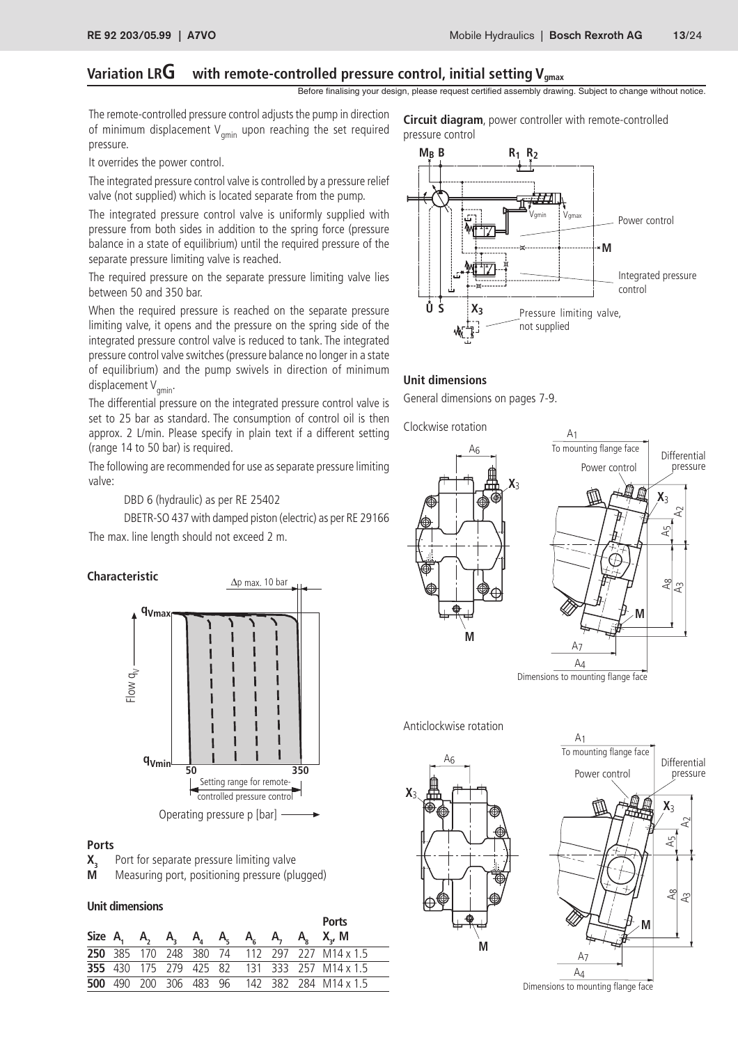## Variation LRG with remote-controlled pressure control, initial setting $V_{gmax}$

Before finalising your design, please request certified assembly drawing. Subject to change without notice.

The remote-controlled pressure control adjusts the pump in direction of minimum displacement $V_{gmin}$ upon reaching the set required pressure.

It overrides the power control.

The integrated pressure control valve is controlled by a pressure relief valve (not supplied) which is located separate from the pump.

The integrated pressure control valve is uniformly supplied with pressure from both sides in addition to the spring force (pressure balance in a state of equilibrium) until the required pressure of the separate pressure limiting valve is reached.

The required pressure on the separate pressure limiting valve lies between 50 and 350 bar.

When the required pressure is reached on the separate pressure limiting valve, it opens and the pressure on the spring side of the integrated pressure control valve is reduced to tank. The integrated pressure control valve switches (pressure balance no longer in a state of equilibrium) and the pump swivels in direction of minimum displacement $V_{gmin}$.

The differential pressure on the integrated pressure control valve is set to 25 bar as standard. The consumption of control oil is then approx. 2 L/min. Please specify in plain text if a different setting (range 14 to 50 bar) is required.

The following are recommended for use as separate pressure limiting valve:

DBD 6 (hydraulic) as per RE 25402

DBETR-SO 437 with damped piston (electric) as per RE 29166

The max. line length should not exceed 2 m.

### Characteristic

### Ports

$X_3$ Port for separate pressure limiting valve

**M** Measuring port, positioning pressure (plugged)

### Unit dimensions

| Size | $A_1$ | $A_2$ | $A_3$ | $A_4$ | $A_5$ | $A_6$ | $A_7$ | $A_8$ | Ports $X_3$, M |
|---|---|---|---|---|---|---|---|---|---|
| **250** | 385 | 170 | 248 | 380 | 74 | 112 | 297 | 227 | M14 x 1.5 |
| **355** | 430 | 175 | 279 | 425 | 82 | 131 | 333 | 257 | M14 x 1.5 |
| **500** | 490 | 200 | 306 | 483 | 96 | 142 | 382 | 284 | M14 x 1.5 |

**Circuit diagram**, power controller with remote-controlled pressure control

### Unit dimensions

General dimensions on pages 7-9.

Clockwise rotation

Anticlockwise rotation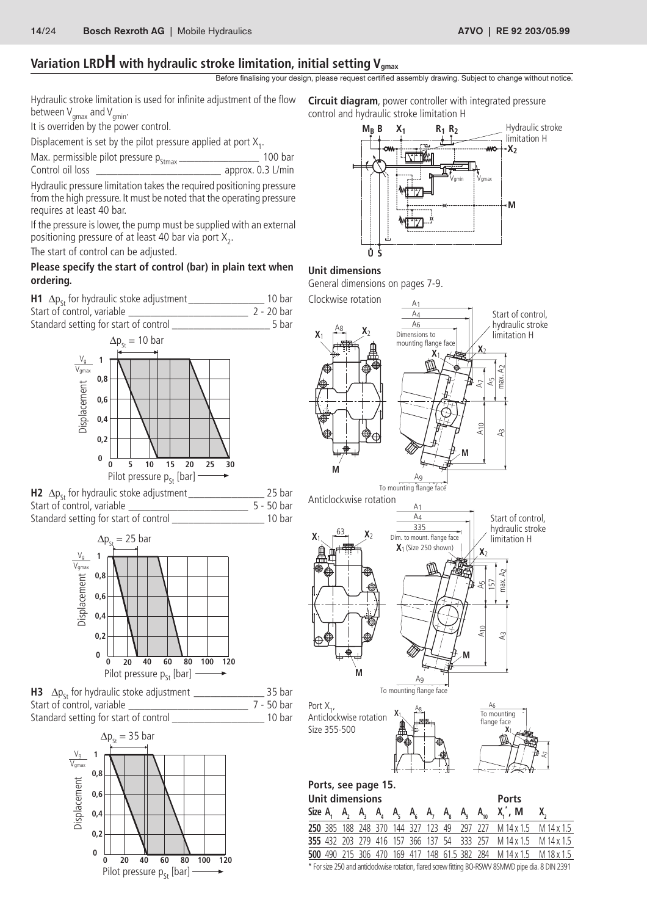## Variation LRDH with hydraulic stroke limitation, initial setting $V_{gmax}$

Before finalising your design, please request certified assembly drawing. Subject to change without notice.

Hydraulic stroke limitation is used for infinite adjustment of the flow between $V_{gmax}$ and $V_{gmin}$.

It is overriden by the power control.

Displacement is set by the pilot pressure applied at port $X_1$.

Max. permissible pilot pressure $p_{Stmax}$ ________________ 100 bar
Control oil loss ____________________________ approx. 0.3 L/min

Hydraulic pressure limitation takes the required positioning pressure from the high pressure. It must be noted that the operating pressure requires at least 40 bar.

If the pressure is lower, the pump must be supplied with an external positioning pressure of at least 40 bar via port $X_2$.

The start of control can be adjusted.

**Please specify the start of control (bar) in plain text when ordering.**

**H1** $\Delta p_{St}$ for hydraulic stoke adjustment ________________ 10 bar
Start of control, variable ____________________________ 2 - 20 bar
Standard setting for start of control ____________________ 5 bar

**H2** $\Delta p_{St}$ for hydraulic stoke adjustment ________________ 25 bar
Start of control, variable ____________________________ 5 - 50 bar
Standard setting for start of control ____________________ 10 bar

**H3** $\Delta p_{St}$ for hydraulic stoke adjustment ________________ 35 bar
Start of control, variable ____________________________ 7 - 50 bar
Standard setting for start of control ____________________ 10 bar

**Circuit diagram**, power controller with integrated pressure control and hydraulic stroke limitation H

### Unit dimensions

General dimensions on pages 7-9.

Clockwise rotation

Anticlockwise rotation

Port $X_1$, Anticlockwise rotation Size 355-500

**Ports, see page 15.**

**Unit dimensions**

| Size | $A_1$ | $A_2$ | $A_3$ | $A_4$ | $A_5$ | $A_6$ | $A_7$ | $A_8$ | $A_9$ | $A_{10}$ | Ports $X_1^*$, M | Ports $X_2$ |
|---|---|---|---|---|---|---|---|---|---|---|---|---|
| **250** | 385 | 188 | 248 | 370 | 144 | 327 | 123 | 49 | 297 | 227 | M 14 x 1.5 | M 14 x 1.5 |
| **355** | 432 | 203 | 279 | 416 | 157 | 366 | 137 | 54 | 333 | 257 | M 14 x 1.5 | M 14 x 1.5 |
| **500** | 490 | 215 | 306 | 470 | 169 | 417 | 148 | 61.5 | 382 | 284 | M 14 x 1.5 | M 18 x 1.5 |

* For size 250 and anticlockwise rotation, flared screw fitting BO-RSWV 8SMWD pipe dia. 8 DIN 2391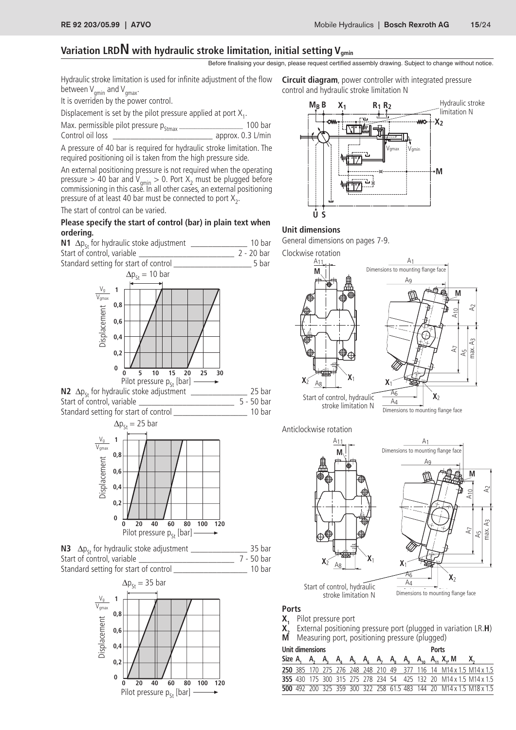## Variation LRDN with hydraulic stroke limitation, initial setting $V_{gmin}$

Before finalising your design, please request certified assembly drawing. Subject to change without notice.

Hydraulic stroke limitation is used for infinite adjustment of the flow between $V_{gmin}$ and $V_{gmax}$.

It is overriden by the power control.

Displacement is set by the pilot pressure applied at port $X_1$.

Max. permissible pilot pressure $p_{Stmax}$ ________ 100 bar
Control oil loss ________ approx. 0.3 L/min

A pressure of 40 bar is required for hydraulic stroke limitation. The required positioning oil is taken from the high pressure side.

An external positioning pressure is not required when the operating pressure > 40 bar and $V_{gmin}$ > 0. Port $X_2$ must be plugged before commissioning in this case. In all other cases, an external positioning pressure of at least 40 bar must be connected to port $X_2$.

The start of control can be varied.

**Please specify the start of control (bar) in plain text when ordering.**

**N1** $\Delta p_{St}$ for hydraulic stoke adjustment ________ 10 bar
Start of control, variable ________ 2 - 20 bar
Standard setting for start of control ________ 5 bar

$\Delta p_{St}$ = 10 bar

**N2** $\Delta p_{St}$ for hydraulic stoke adjustment ________ 25 bar
Start of control, variable ________ 5 - 50 bar
Standard setting for start of control ________ 10 bar

$\Delta p_{St}$ = 25 bar

**N3** $\Delta p_{St}$ for hydraulic stoke adjustment ________ 35 bar
Start of control, variable ________ 7 - 50 bar
Standard setting for start of control ________ 10 bar

$\Delta p_{St}$ = 35 bar

**Circuit diagram**, power controller with integrated pressure control and hydraulic stroke limitation N

### Unit dimensions

General dimensions on pages 7-9.

Clockwise rotation

Anticlockwise rotation

### Ports

**$X_1$** Pilot pressure port
**$X_2$** External positioning pressure port (plugged in variation LR.**H**)
**M** Measuring port, positioning pressure (plugged)

| Size | $A_1$ | $A_2$ | $A_3$ | $A_4$ | $A_5$ | $A_6$ | $A_7$ | $A_8$ | $A_9$ | $A_{10}$ | $A_{11}$ | $X_1$, M | $X_2$ |
|---|---|---|---|---|---|---|---|---|---|---|---|---|---|
| **250** | 385 | 170 | 275 | 276 | 248 | 248 | 210 | 49 | 377 | 116 | 14 | M14 x 1.5 | M14 x 1.5 |
| **355** | 430 | 175 | 300 | 315 | 275 | 278 | 234 | 54 | 425 | 132 | 20 | M14 x 1.5 | M14 x 1.5 |
| **500** | 492 | 200 | 325 | 359 | 300 | 322 | 258 | 61.5 | 483 | 144 | 20 | M14 x 1.5 | M18 x 1.5 |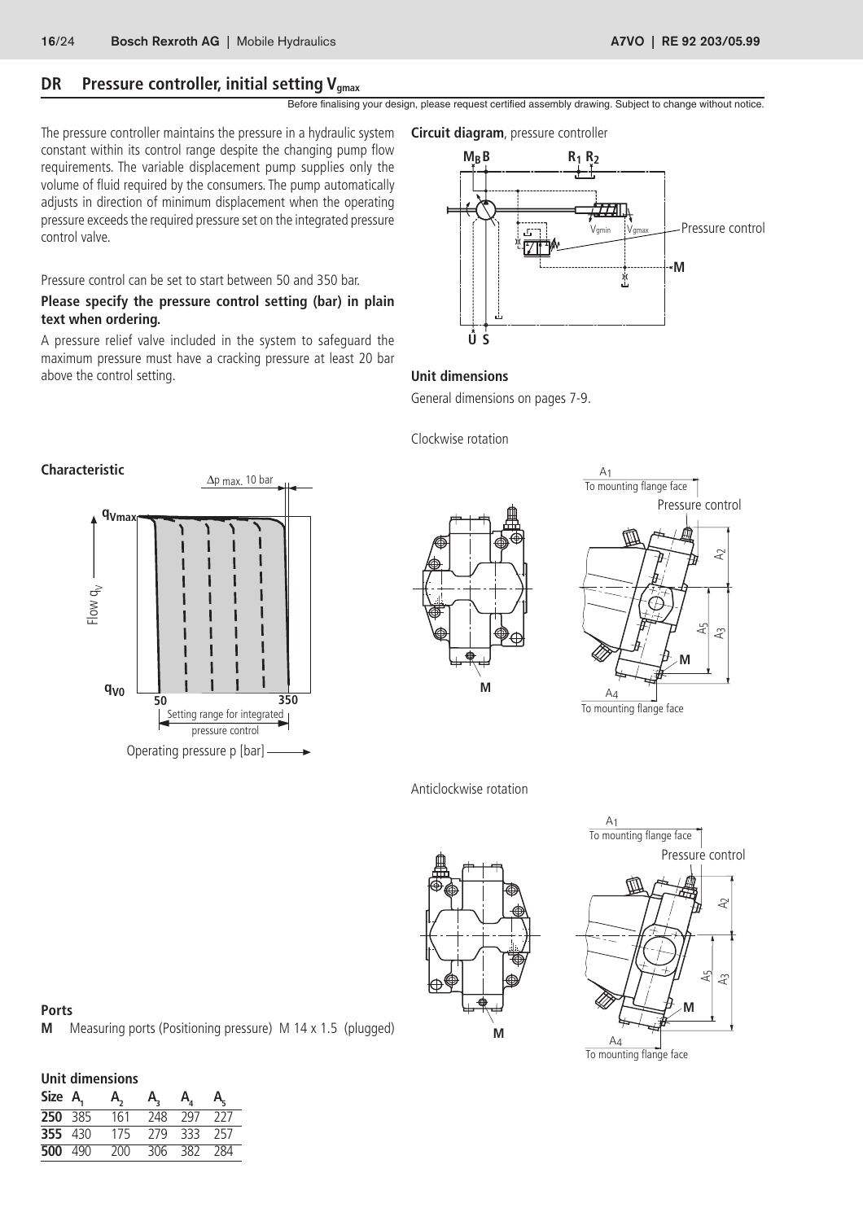## DR Pressure controller, initial setting $V_{gmax}$

Before finalising your design, please request certified assembly drawing. Subject to change without notice.

The pressure controller maintains the pressure in a hydraulic system constant within its control range despite the changing pump flow requirements. The variable displacement pump supplies only the volume of fluid required by the consumers. The pump automatically adjusts in direction of minimum displacement when the operating pressure exceeds the required pressure set on the integrated pressure control valve.

Pressure control can be set to start between 50 and 350 bar.

**Please specify the pressure control setting (bar) in plain text when ordering.**

A pressure relief valve included in the system to safeguard the maximum pressure must have a cracking pressure at least 20 bar above the control setting.

**Circuit diagram**, pressure controller

**Characteristic**

**Unit dimensions**

General dimensions on pages 7-9.

Clockwise rotation

Anticlockwise rotation

**Ports**

**M** Measuring ports (Positioning pressure) M 14 x 1.5 (plugged)

**Unit dimensions**

| Size | $A_1$ | $A_2$ | $A_3$ | $A_4$ | $A_5$ |
|---|---|---|---|---|---|
| **250** | 385 | 161 | 248 | 297 | 227 |
| **355** | 430 | 175 | 279 | 333 | 257 |
| **500** | 490 | 200 | 306 | 382 | 284 |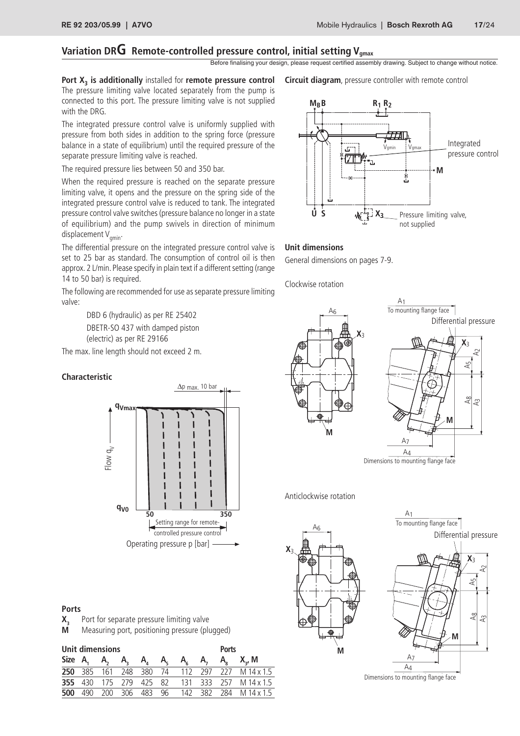## Variation DRG Remote-controlled pressure control, initial setting $V_{gmax}$

Before finalising your design, please request certified assembly drawing. Subject to change without notice.

**Port $X_3$ is additionally** installed for **remote pressure control**
The pressure limiting valve located separately from the pump is connected to this port. The pressure limiting valve is not supplied with the DRG.

The integrated pressure control valve is uniformly supplied with pressure from both sides in addition to the spring force (pressure balance in a state of equilibrium) until the required pressure of the separate pressure limiting valve is reached.

The required pressure lies between 50 and 350 bar.

When the required pressure is reached on the separate pressure limiting valve, it opens and the pressure on the spring side of the integrated pressure control valve is reduced to tank. The integrated pressure control valve switches (pressure balance no longer in a state of equilibrium) and the pump swivels in direction of minimum displacement $V_{gmin}$.

The differential pressure on the integrated pressure control valve is set to 25 bar as standard. The consumption of control oil is then approx. 2 L/min. Please specify in plain text if a different setting (range 14 to 50 bar) is required.

The following are recommended for use as separate pressure limiting valve:

DBD 6 (hydraulic) as per RE 25402

DBETR-SO 437 with damped piston (electric) as per RE 29166

The max. line length should not exceed 2 m.

### Characteristic

$\Delta p_{max.}$ 10 bar

Flow $q_V$ ($q_{Vmax}$, $q_{V0}$)

Setting range for remote-controlled pressure control (50 – 350)

Operating pressure p [bar]

### Ports

**$X_3$** Port for separate pressure limiting valve
**M** Measuring port, positioning pressure (plugged)

| Size | $A_1$ | $A_2$ | $A_3$ | $A_4$ | $A_5$ | $A_6$ | $A_7$ | $A_8$ | Ports $X_3$, M |
|---|---|---|---|---|---|---|---|---|---|
| **250** | 385 | 161 | 248 | 380 | 74 | 112 | 297 | 227 | M 14 x 1.5 |
| **355** | 430 | 175 | 279 | 425 | 82 | 131 | 333 | 257 | M 14 x 1.5 |
| **500** | 490 | 200 | 306 | 483 | 96 | 142 | 382 | 284 | M 14 x 1.5 |

**Circuit diagram**, pressure controller with remote control

$M_B$ B, $R_1$ $R_2$, $V_{gmin}$, $V_{gmax}$, Integrated pressure control, M, U, S, $X_3$, Pressure limiting valve, not supplied

### Unit dimensions

General dimensions on pages 7-9.

Clockwise rotation

$A_1$ To mounting flange face; Differential pressure; $X_3$; $A_2$; $A_5$; $A_8$; $A_3$; $A_6$; M; $A_7$; $A_4$; Dimensions to mounting flange face

Anticlockwise rotation

$A_1$ To mounting flange face; Differential pressure; $X_3$; $A_2$; $A_5$; $A_8$; $A_3$; $A_6$; M; $A_7$; $A_4$; Dimensions to mounting flange face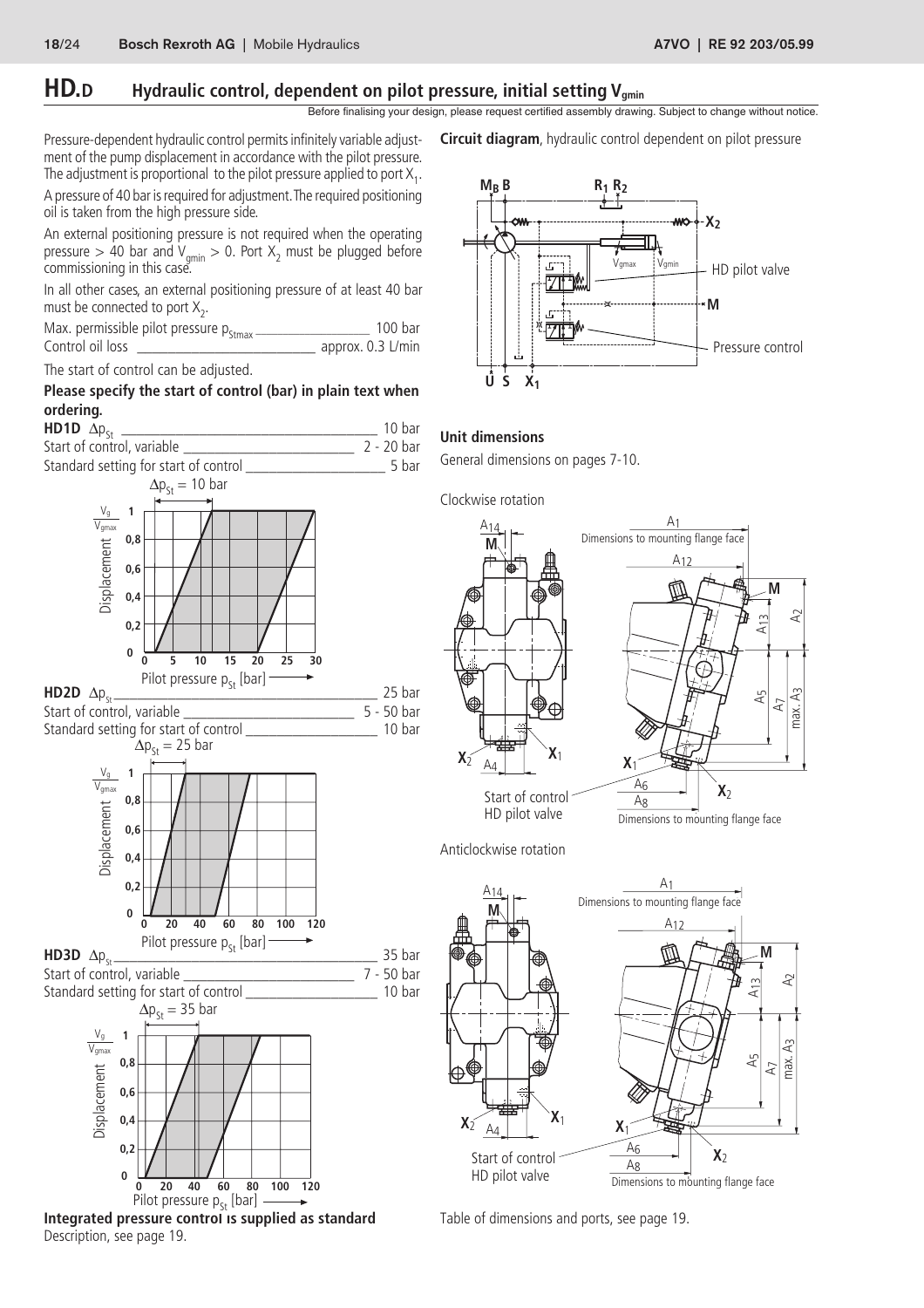# HD.D Hydraulic control, dependent on pilot pressure, initial setting $V_{gmin}$

Before finalising your design, please request certified assembly drawing. Subject to change without notice.

Pressure-dependent hydraulic control permits infinitely variable adjustment of the pump displacement in accordance with the pilot pressure. The adjustment is proportional to the pilot pressure applied to port $X_1$.

A pressure of 40 bar is required for adjustment. The required positioning oil is taken from the high pressure side.

An external positioning pressure is not required when the operating pressure > 40 bar and $V_{gmin} > 0$. Port $X_2$ must be plugged before commissioning in this case.

In all other cases, an external positioning pressure of at least 40 bar must be connected to port $X_2$.

| | |
|---|---|
| Max. permissible pilot pressure $p_{Stmax}$ | 100 bar |
| Control oil loss | approx. 0.3 L/min |

The start of control can be adjusted.

**Please specify the start of control (bar) in plain text when ordering.**

| | |
|---|---|
| **HD1D** $\Delta p_{St}$ | 10 bar |
| Start of control, variable | 2 - 20 bar |
| Standard setting for start of control | 5 bar |

$\Delta p_{St}$ = 10 bar

| | |
|---|---|
| **HD2D** $\Delta p_{St}$ | 25 bar |
| Start of control, variable | 5 - 50 bar |
| Standard setting for start of control | 10 bar |

$\Delta p_{St}$ = 25 bar

| | |
|---|---|
| **HD3D** $\Delta p_{St}$ | 35 bar |
| Start of control, variable | 7 - 50 bar |
| Standard setting for start of control | 10 bar |

$\Delta p_{St}$ = 35 bar

**Integrated pressure control is supplied as standard**

Description, see page 19.

**Circuit diagram**, hydraulic control dependent on pilot pressure

## Unit dimensions

General dimensions on pages 7-10.

Clockwise rotation

Anticlockwise rotation

Table of dimensions and ports, see page 19.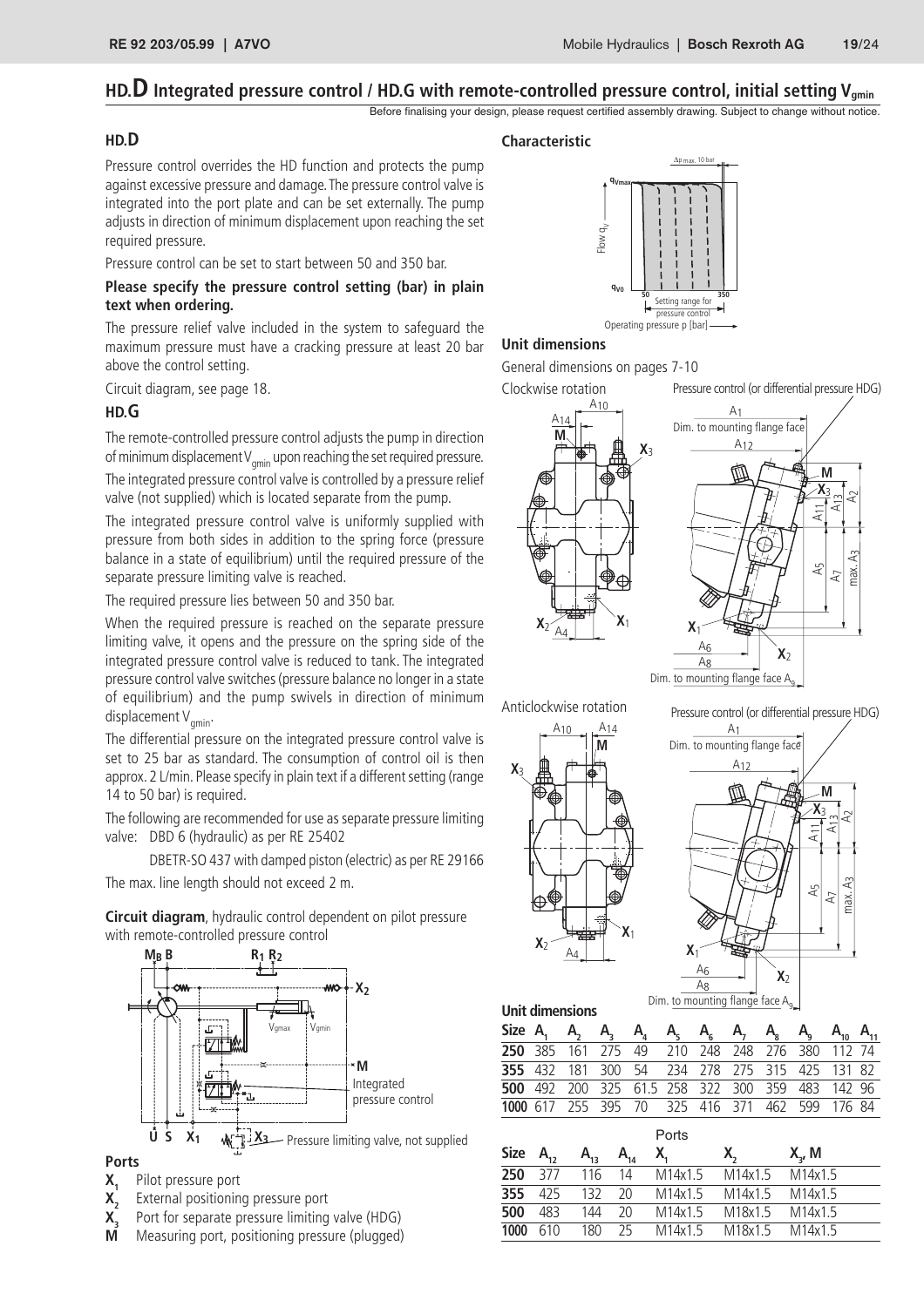# HD.D Integrated pressure control / HD.G with remote-controlled pressure control, initial setting $V_{gmin}$

Before finalising your design, please request certified assembly drawing. Subject to change without notice.

## HD.D

Pressure control overrides the HD function and protects the pump against excessive pressure and damage. The pressure control valve is integrated into the port plate and can be set externally. The pump adjusts in direction of minimum displacement upon reaching the set required pressure.

Pressure control can be set to start between 50 and 350 bar.

**Please specify the pressure control setting (bar) in plain text when ordering.**

The pressure relief valve included in the system to safeguard the maximum pressure must have a cracking pressure at least 20 bar above the control setting.

Circuit diagram, see page 18.

## HD.G

The remote-controlled pressure control adjusts the pump in direction of minimum displacement $V_{gmin}$ upon reaching the set required pressure.

The integrated pressure control valve is controlled by a pressure relief valve (not supplied) which is located separate from the pump.

The integrated pressure control valve is uniformly supplied with pressure from both sides in addition to the spring force (pressure balance in a state of equilibrium) until the required pressure of the separate pressure limiting valve is reached.

The required pressure lies between 50 and 350 bar.

When the required pressure is reached on the separate pressure limiting valve, it opens and the pressure on the spring side of the integrated pressure control valve is reduced to tank. The integrated pressure control valve switches (pressure balance no longer in a state of equilibrium) and the pump swivels in direction of minimum displacement $V_{gmin}$.

The differential pressure on the integrated pressure control valve is set to 25 bar as standard. The consumption of control oil is then approx. 2 L/min. Please specify in plain text if a different setting (range 14 to 50 bar) is required.

The following are recommended for use as separate pressure limiting valve: DBD 6 (hydraulic) as per RE 25402

DBETR-SO 437 with damped piston (electric) as per RE 29166

The max. line length should not exceed 2 m.

**Circuit diagram**, hydraulic control dependent on pilot pressure with remote-controlled pressure control

### Ports

- **$X_1$** Pilot pressure port
- **$X_2$** External positioning pressure port
- **$X_3$** Port for separate pressure limiting valve (HDG)
- **M** Measuring port, positioning pressure (plugged)

### Characteristic

### Unit dimensions

General dimensions on pages 7-10

Clockwise rotation — Pressure control (or differential pressure HDG)

Anticlockwise rotation — Pressure control (or differential pressure HDG)

### Unit dimensions

| Size | $A_1$ | $A_2$ | $A_3$ | $A_4$ | $A_5$ | $A_6$ | $A_7$ | $A_8$ | $A_9$ | $A_{10}$ | $A_{11}$ |
|---|---|---|---|---|---|---|---|---|---|---|---|
| **250** | 385 | 161 | 275 | 49 | 210 | 248 | 248 | 276 | 380 | 112 | 74 |
| **355** | 432 | 181 | 300 | 54 | 234 | 278 | 275 | 315 | 425 | 131 | 82 |
| **500** | 492 | 200 | 325 | 61.5 | 258 | 322 | 300 | 359 | 483 | 142 | 96 |
| **1000** | 617 | 255 | 395 | 70 | 325 | 416 | 371 | 462 | 599 | 176 | 84 |

| Size | $A_{12}$ | $A_{13}$ | $A_{14}$ | Ports $X_1$ | $X_2$ | $X_3$, M |
|---|---|---|---|---|---|---|
| **250** | 377 | 116 | 14 | M14x1.5 | M14x1.5 | M14x1.5 |
| **355** | 425 | 132 | 20 | M14x1.5 | M14x1.5 | M14x1.5 |
| **500** | 483 | 144 | 20 | M14x1.5 | M18x1.5 | M14x1.5 |
| **1000** | 610 | 180 | 25 | M14x1.5 | M18x1.5 | M14x1.5 |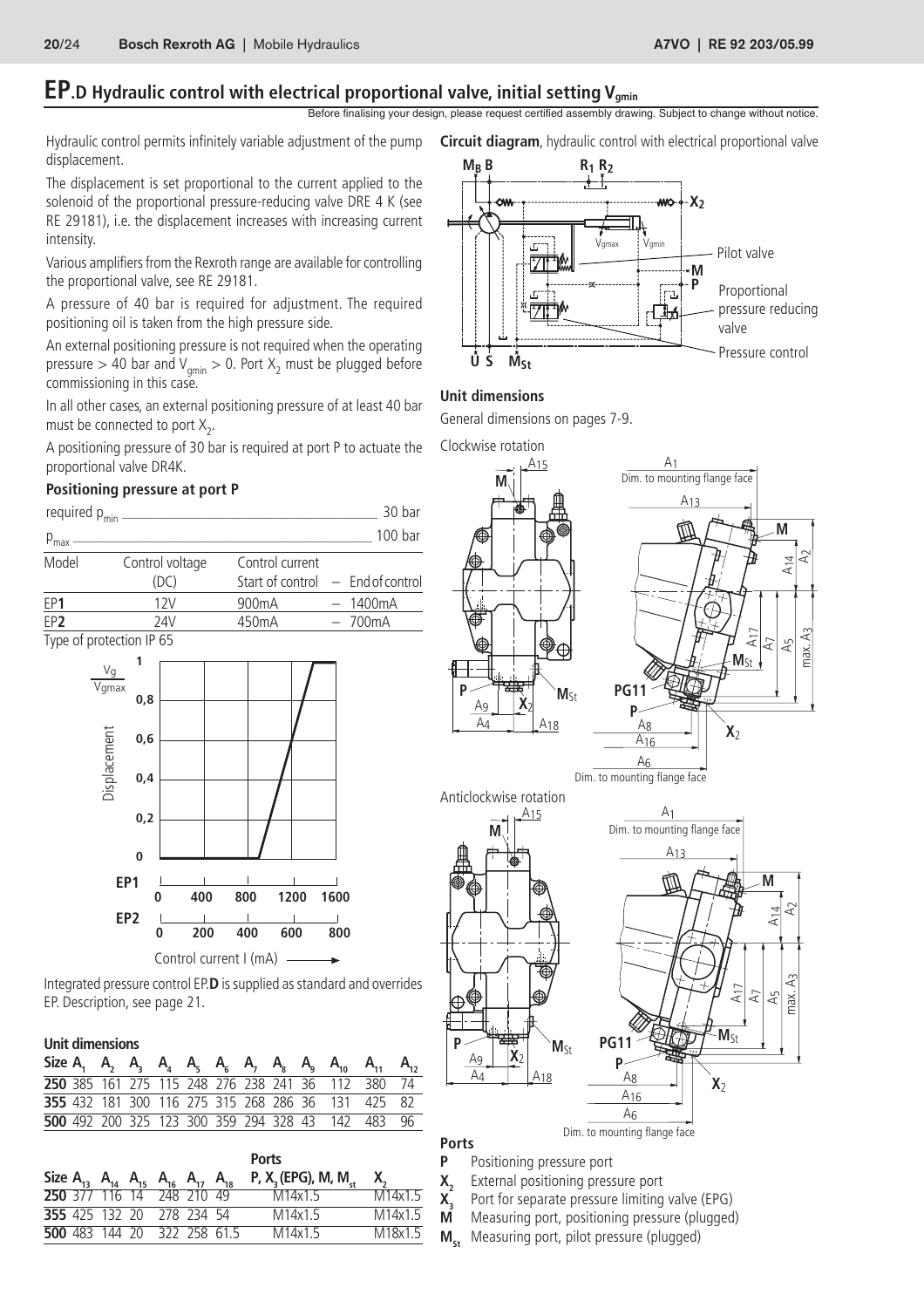# EP.D Hydraulic control with electrical proportional valve, initial setting $V_{gmin}$

Before finalising your design, please request certified assembly drawing. Subject to change without notice.

Hydraulic control permits infinitely variable adjustment of the pump displacement.

The displacement is set proportional to the current applied to the solenoid of the proportional pressure-reducing valve DRE 4 K (see RE 29181), i.e. the displacement increases with increasing current intensity.

Various amplifiers from the Rexroth range are available for controlling the proportional valve, see RE 29181.

A pressure of 40 bar is required for adjustment. The required positioning oil is taken from the high pressure side.

An external positioning pressure is not required when the operating pressure > 40 bar and $V_{gmin}$ > 0. Port $X_2$ must be plugged before commissioning in this case.

In all other cases, an external positioning pressure of at least 40 bar must be connected to port $X_2$.

A positioning pressure of 30 bar is required at port P to actuate the proportional valve DR4K.

### Positioning pressure at port P

required $p_{min}$ ———— 30 bar

$p_{max}$ ———— 100 bar

| Model | Control voltage (DC) | Control current Start of control | – End of control |
|---|---|---|---|
| EP**1** | 12V | 900mA | – 1400mA |
| EP**2** | 24V | 450mA | – 700mA |

Type of protection IP 65

Integrated pressure control EP.**D** is supplied as standard and overrides EP. Description, see page 21.

**Circuit diagram**, hydraulic control with electrical proportional valve

### Unit dimensions

General dimensions on pages 7-9.

Clockwise rotation

Anticlockwise rotation

### Unit dimensions

| Size | $A_1$ | $A_2$ | $A_3$ | $A_4$ | $A_5$ | $A_6$ | $A_7$ | $A_8$ | $A_9$ | $A_{10}$ | $A_{11}$ | $A_{12}$ |
|---|---|---|---|---|---|---|---|---|---|---|---|---|
| **250** | 385 | 161 | 275 | 115 | 248 | 276 | 238 | 241 | 36 | 112 | 380 | 74 |
| **355** | 432 | 181 | 300 | 116 | 275 | 315 | 268 | 286 | 36 | 131 | 425 | 82 |
| **500** | 492 | 200 | 325 | 123 | 300 | 359 | 294 | 328 | 43 | 142 | 483 | 96 |

| Size | $A_{13}$ | $A_{14}$ | $A_{15}$ | $A_{16}$ | $A_{17}$ | $A_{18}$ | Ports P, $X_3$ (EPG), M, $M_{st}$ | $X_2$ |
|---|---|---|---|---|---|---|---|---|
| **250** | 377 | 116 | 14 | 248 | 210 | 49 | M14x1.5 | M14x1.5 |
| **355** | 425 | 132 | 20 | 278 | 234 | 54 | M14x1.5 | M14x1.5 |
| **500** | 483 | 144 | 20 | 322 | 258 | 61.5 | M14x1.5 | M18x1.5 |

### Ports

- **P** Positioning pressure port
- **$X_2$** External positioning pressure port
- **$X_3$** Port for separate pressure limiting valve (EPG)
- **M** Measuring port, positioning pressure (plugged)
- **$M_{st}$** Measuring port, pilot pressure (plugged)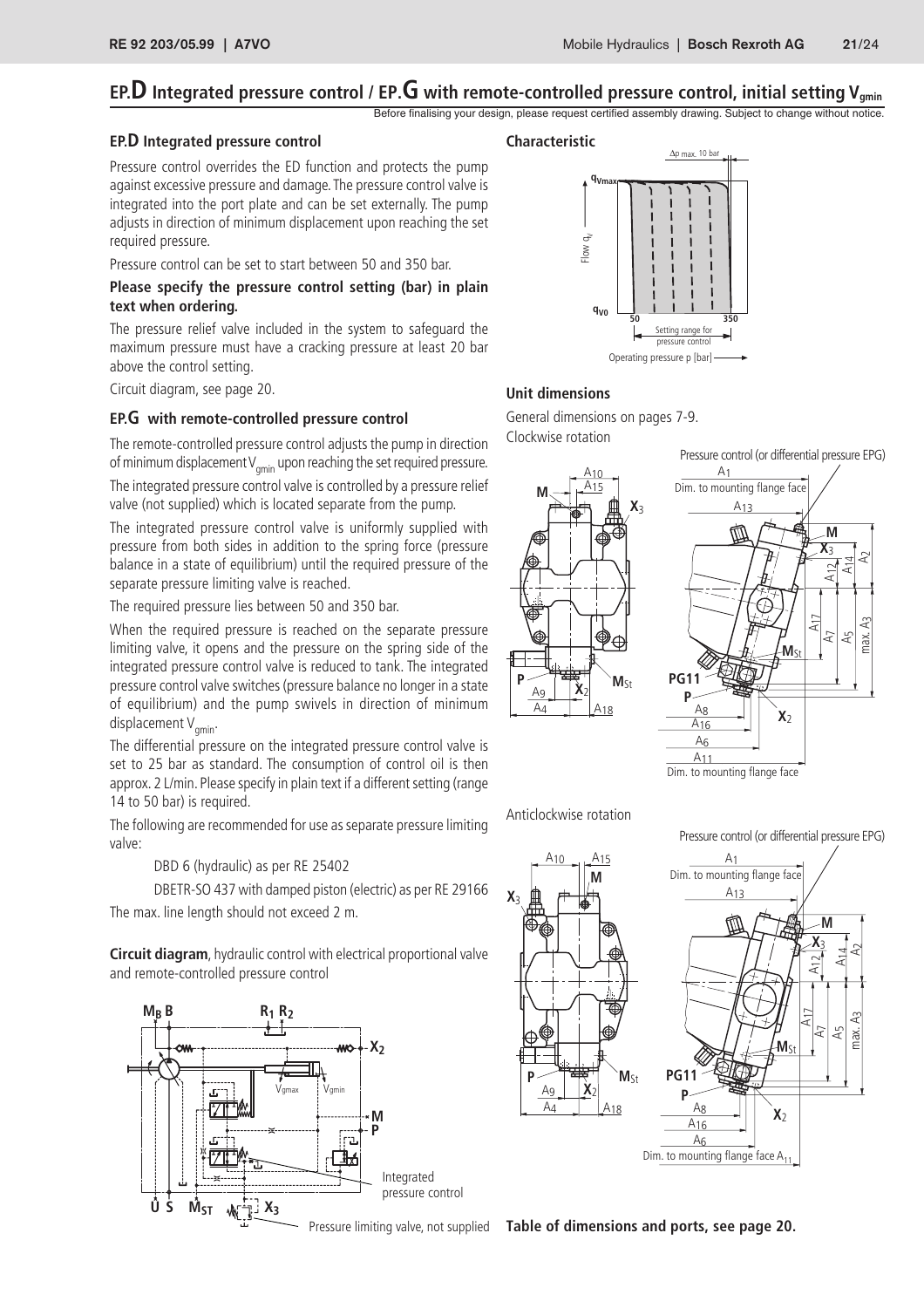# EP.D Integrated pressure control / EP.G with remote-controlled pressure control, initial setting $V_{gmin}$

Before finalising your design, please request certified assembly drawing. Subject to change without notice.

## EP.D Integrated pressure control

Pressure control overrides the ED function and protects the pump against excessive pressure and damage. The pressure control valve is integrated into the port plate and can be set externally. The pump adjusts in direction of minimum displacement upon reaching the set required pressure.

Pressure control can be set to start between 50 and 350 bar.

**Please specify the pressure control setting (bar) in plain text when ordering.**

The pressure relief valve included in the system to safeguard the maximum pressure must have a cracking pressure at least 20 bar above the control setting.

Circuit diagram, see page 20.

## EP.G with remote-controlled pressure control

The remote-controlled pressure control adjusts the pump in direction of minimum displacement $V_{gmin}$ upon reaching the set required pressure.

The integrated pressure control valve is controlled by a pressure relief valve (not supplied) which is located separate from the pump.

The integrated pressure control valve is uniformly supplied with pressure from both sides in addition to the spring force (pressure balance in a state of equilibrium) until the required pressure of the separate pressure limiting valve is reached.

The required pressure lies between 50 and 350 bar.

When the required pressure is reached on the separate pressure limiting valve, it opens and the pressure on the spring side of the integrated pressure control valve is reduced to tank. The integrated pressure control valve switches (pressure balance no longer in a state of equilibrium) and the pump swivels in direction of minimum displacement $V_{gmin}$.

The differential pressure on the integrated pressure control valve is set to 25 bar as standard. The consumption of control oil is then approx. 2 L/min. Please specify in plain text if a different setting (range 14 to 50 bar) is required.

The following are recommended for use as separate pressure limiting valve:

DBD 6 (hydraulic) as per RE 25402

DBETR-SO 437 with damped piston (electric) as per RE 29166

The max. line length should not exceed 2 m.

**Circuit diagram**, hydraulic control with electrical proportional valve and remote-controlled pressure control

Integrated pressure control

Pressure limiting valve, not supplied

### Characteristic

$\Delta p$ max. 10 bar

Flow $q_V$ ($q_{Vmax}$, $q_{V0}$)

Setting range for pressure control (50 – 350)

Operating pressure p [bar]

### Unit dimensions

General dimensions on pages 7-9.

Clockwise rotation

Pressure control (or differential pressure EPG)

Dim. to mounting flange face

Anticlockwise rotation

Pressure control (or differential pressure EPG)

Dim. to mounting flange face $A_{11}$

**Table of dimensions and ports, see page 20.**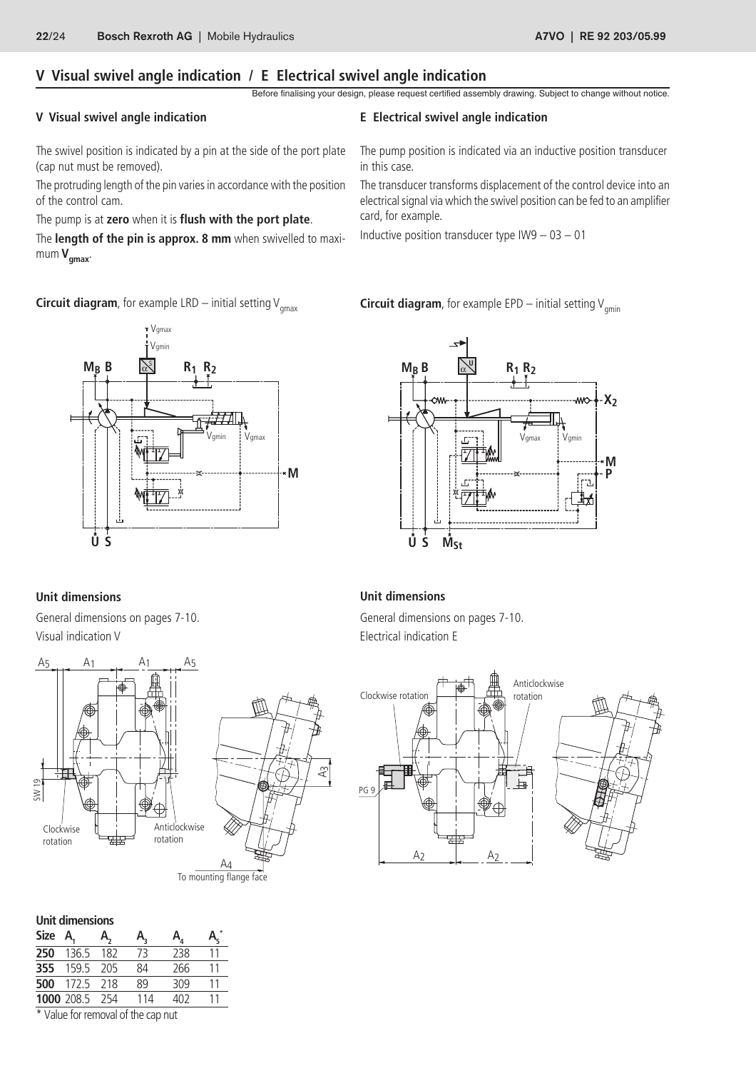# V Visual swivel angle indication / E Electrical swivel angle indication

Before finalising your design, please request certified assembly drawing. Subject to change without notice.

## V Visual swivel angle indication

The swivel position is indicated by a pin at the side of the port plate (cap nut must be removed).

The protruding length of the pin varies in accordance with the position of the control cam.

The pump is at **zero** when it is **flush with the port plate**.

The **length of the pin is approx. 8 mm** when swivelled to maximum $\mathbf{V_{gmax}}$.

**Circuit diagram**, for example LRD – initial setting $V_{gmax}$

### Unit dimensions

General dimensions on pages 7-10.

Visual indication V

## E Electrical swivel angle indication

The pump position is indicated via an inductive position transducer in this case.

The transducer transforms displacement of the control device into an electrical signal via which the swivel position can be fed to an amplifier card, for example.

Inductive position transducer type IW9 – 03 – 01

**Circuit diagram**, for example EPD – initial setting $V_{gmin}$

### Unit dimensions

General dimensions on pages 7-10.

Electrical indication E

### Unit dimensions

| Size | $A_1$ | $A_2$ | $A_3$ | $A_4$ | $A_5$* |
|---|---|---|---|---|---|
| **250** | 136.5 | 182 | 73 | 238 | 11 |
| **355** | 159.5 | 205 | 84 | 266 | 11 |
| **500** | 172.5 | 218 | 89 | 309 | 11 |
| **1000** | 208.5 | 254 | 114 | 402 | 11 |

* Value for removal of the cap nut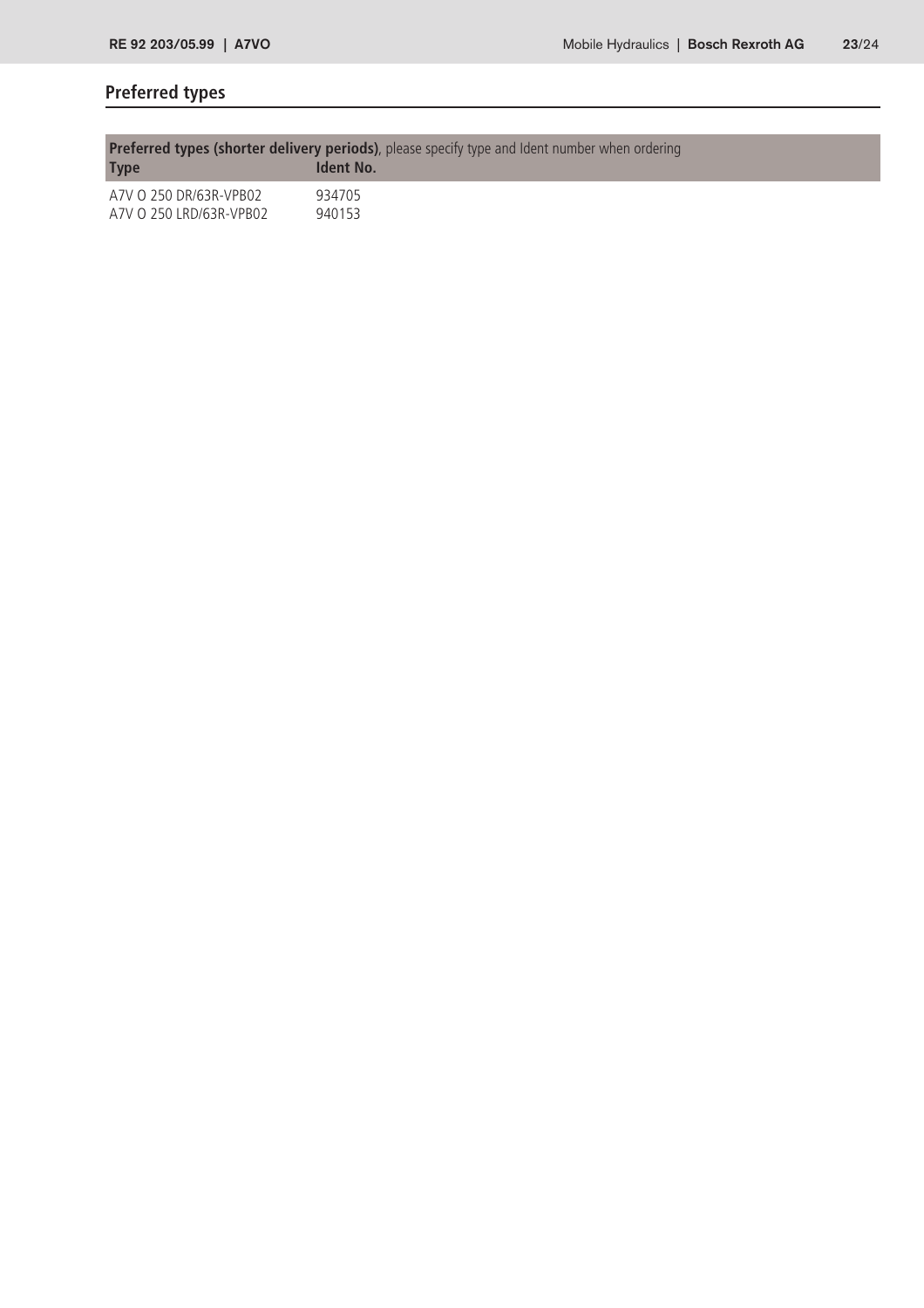## Preferred types

**Preferred types (shorter delivery periods)**, please specify type and Ident number when ordering

| Type | Ident No. |
|---|---|
| A7V O 250 DR/63R-VPB02 | 934705 |
| A7V O 250 LRD/63R-VPB02 | 940153 |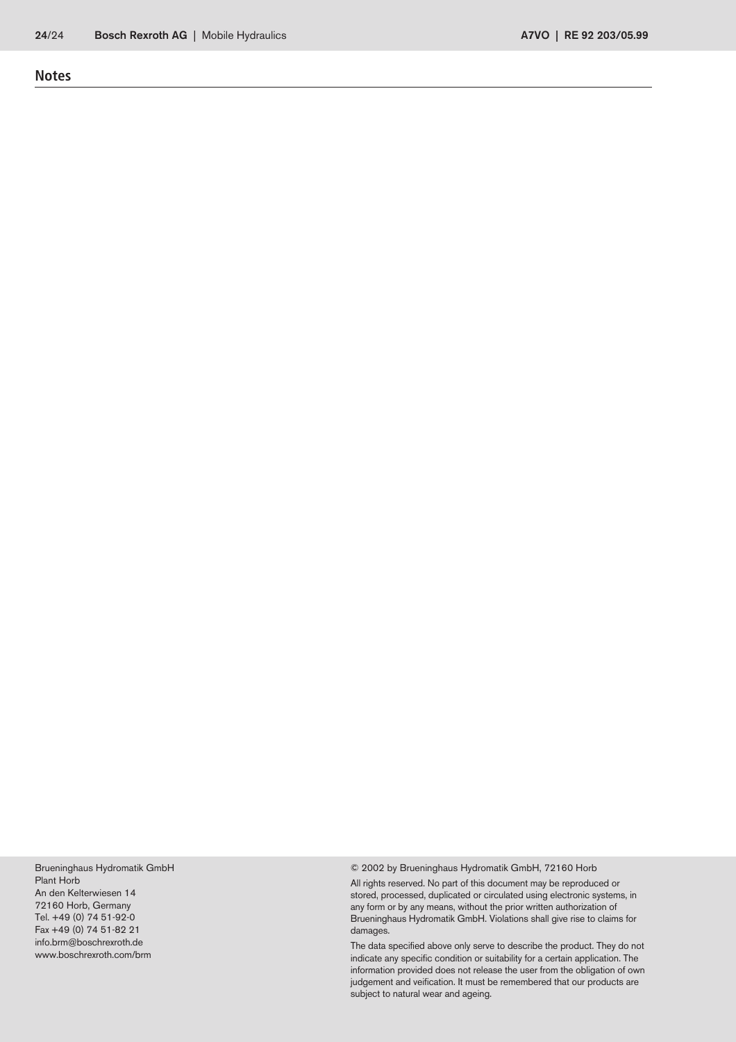## Notes

Brueninghaus Hydromatik GmbH
Plant Horb
An den Kelterwiesen 14
72160 Horb, Germany
Tel. +49 (0) 74 51-92-0
Fax +49 (0) 74 51-82 21
info.brm@boschrexroth.de
www.boschrexroth.com/brm

© 2002 by Brueninghaus Hydromatik GmbH, 72160 Horb

All rights reserved. No part of this document may be reproduced or stored, processed, duplicated or circulated using electronic systems, in any form or by any means, without the prior written authorization of Brueninghaus Hydromatik GmbH. Violations shall give rise to claims for damages.

The data specified above only serve to describe the product. They do not indicate any specific condition or suitability for a certain application. The information provided does not release the user from the obligation of own judgement and veification. It must be remembered that our products are subject to natural wear and ageing.